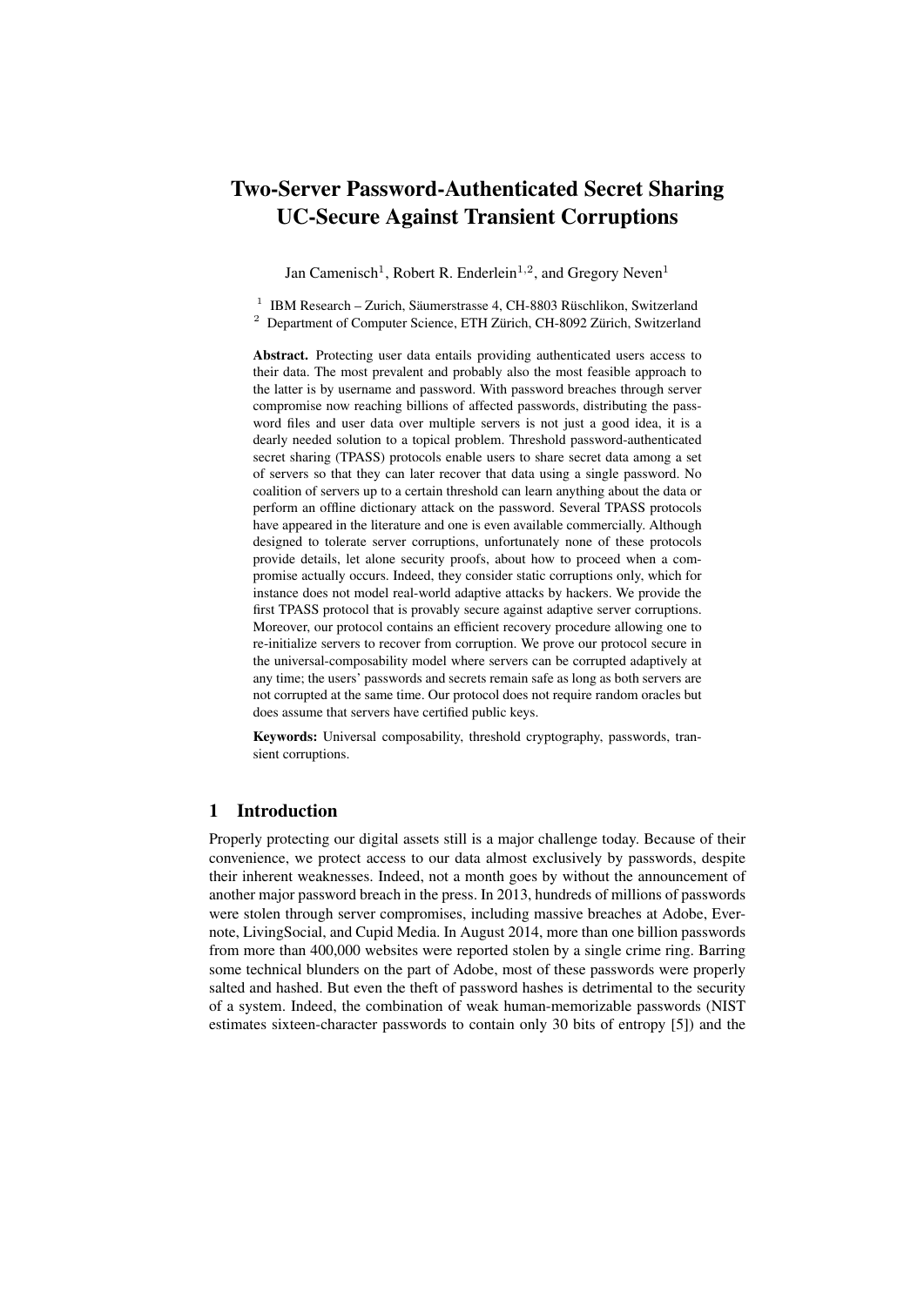# Two-Server Password-Authenticated Secret Sharing UC-Secure Against Transient Corruptions

Jan Camenisch[1], Robert R. Enderlein[1,2], and Gregory Neven[1]

[1] IBM Research – Zurich, Säumerstrasse 4, CH-8803 Rüschlikon, Switzerland
[2] Department of Computer Science, ETH Zürich, CH-8092 Zürich, Switzerland

**Abstract.** Protecting user data entails providing authenticated users access to their data. The most prevalent and probably also the most feasible approach to the latter is by username and password. With password breaches through server compromise now reaching billions of affected passwords, distributing the password files and user data over multiple servers is not just a good idea, it is a dearly needed solution to a topical problem. Threshold password-authenticated secret sharing (TPASS) protocols enable users to share secret data among a set of servers so that they can later recover that data using a single password. No coalition of servers up to a certain threshold can learn anything about the data or perform an offline dictionary attack on the password. Several TPASS protocols have appeared in the literature and one is even available commercially. Although designed to tolerate server corruptions, unfortunately none of these protocols provide details, let alone security proofs, about how to proceed when a compromise actually occurs. Indeed, they consider static corruptions only, which for instance does not model real-world adaptive attacks by hackers. We provide the first TPASS protocol that is provably secure against adaptive server corruptions. Moreover, our protocol contains an efficient recovery procedure allowing one to re-initialize servers to recover from corruption. We prove our protocol secure in the universal-composability model where servers can be corrupted adaptively at any time; the users' passwords and secrets remain safe as long as both servers are not corrupted at the same time. Our protocol does not require random oracles but does assume that servers have certified public keys.

**Keywords:** Universal composability, threshold cryptography, passwords, transient corruptions.

## 1 Introduction

Properly protecting our digital assets still is a major challenge today. Because of their convenience, we protect access to our data almost exclusively by passwords, despite their inherent weaknesses. Indeed, not a month goes by without the announcement of another major password breach in the press. In 2013, hundreds of millions of passwords were stolen through server compromises, including massive breaches at Adobe, Evernote, LivingSocial, and Cupid Media. In August 2014, more than one billion passwords from more than 400,000 websites were reported stolen by a single crime ring. Barring some technical blunders on the part of Adobe, most of these passwords were properly salted and hashed. But even the theft of password hashes is detrimental to the security of a system. Indeed, the combination of weak human-memorizable passwords (NIST estimates sixteen-character passwords to contain only 30 bits of entropy [5]) and the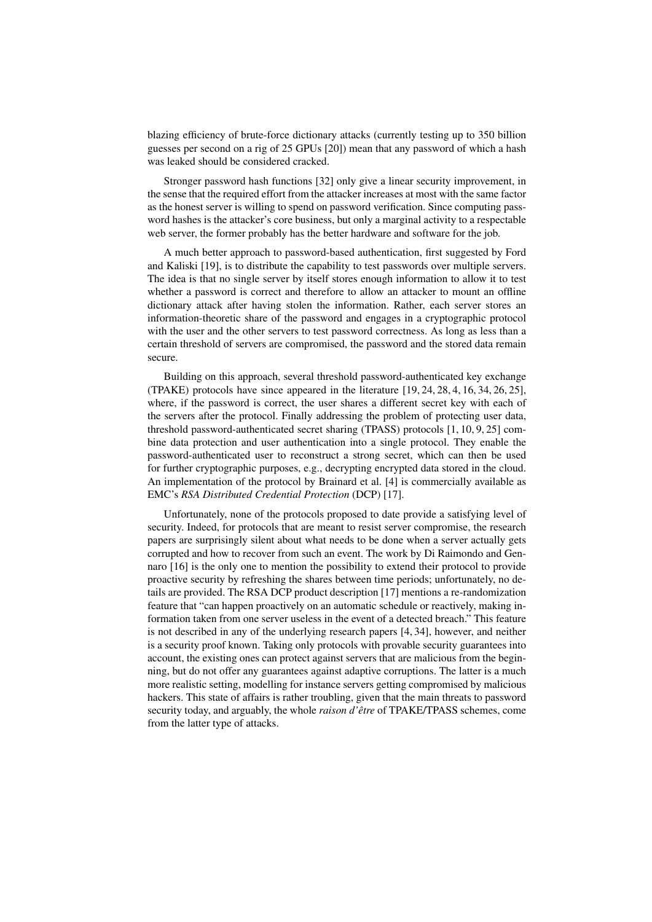blazing efficiency of brute-force dictionary attacks (currently testing up to 350 billion guesses per second on a rig of 25 GPUs [20]) mean that any password of which a hash was leaked should be considered cracked.

Stronger password hash functions [32] only give a linear security improvement, in the sense that the required effort from the attacker increases at most with the same factor as the honest server is willing to spend on password verification. Since computing password hashes is the attacker's core business, but only a marginal activity to a respectable web server, the former probably has the better hardware and software for the job.

A much better approach to password-based authentication, first suggested by Ford and Kaliski [19], is to distribute the capability to test passwords over multiple servers. The idea is that no single server by itself stores enough information to allow it to test whether a password is correct and therefore to allow an attacker to mount an offline dictionary attack after having stolen the information. Rather, each server stores an information-theoretic share of the password and engages in a cryptographic protocol with the user and the other servers to test password correctness. As long as less than a certain threshold of servers are compromised, the password and the stored data remain secure.

Building on this approach, several threshold password-authenticated key exchange (TPAKE) protocols have since appeared in the literature [19, 24, 28, 4, 16, 34, 26, 25], where, if the password is correct, the user shares a different secret key with each of the servers after the protocol. Finally addressing the problem of protecting user data, threshold password-authenticated secret sharing (TPASS) protocols [1, 10, 9, 25] combine data protection and user authentication into a single protocol. They enable the password-authenticated user to reconstruct a strong secret, which can then be used for further cryptographic purposes, e.g., decrypting encrypted data stored in the cloud. An implementation of the protocol by Brainard et al. [4] is commercially available as EMC's *RSA Distributed Credential Protection* (DCP) [17].

Unfortunately, none of the protocols proposed to date provide a satisfying level of security. Indeed, for protocols that are meant to resist server compromise, the research papers are surprisingly silent about what needs to be done when a server actually gets corrupted and how to recover from such an event. The work by Di Raimondo and Gennaro [16] is the only one to mention the possibility to extend their protocol to provide proactive security by refreshing the shares between time periods; unfortunately, no details are provided. The RSA DCP product description [17] mentions a re-randomization feature that "can happen proactively on an automatic schedule or reactively, making information taken from one server useless in the event of a detected breach." This feature is not described in any of the underlying research papers [4, 34], however, and neither is a security proof known. Taking only protocols with provable security guarantees into account, the existing ones can protect against servers that are malicious from the beginning, but do not offer any guarantees against adaptive corruptions. The latter is a much more realistic setting, modelling for instance servers getting compromised by malicious hackers. This state of affairs is rather troubling, given that the main threats to password security today, and arguably, the whole *raison d'être* of TPAKE/TPASS schemes, come from the latter type of attacks.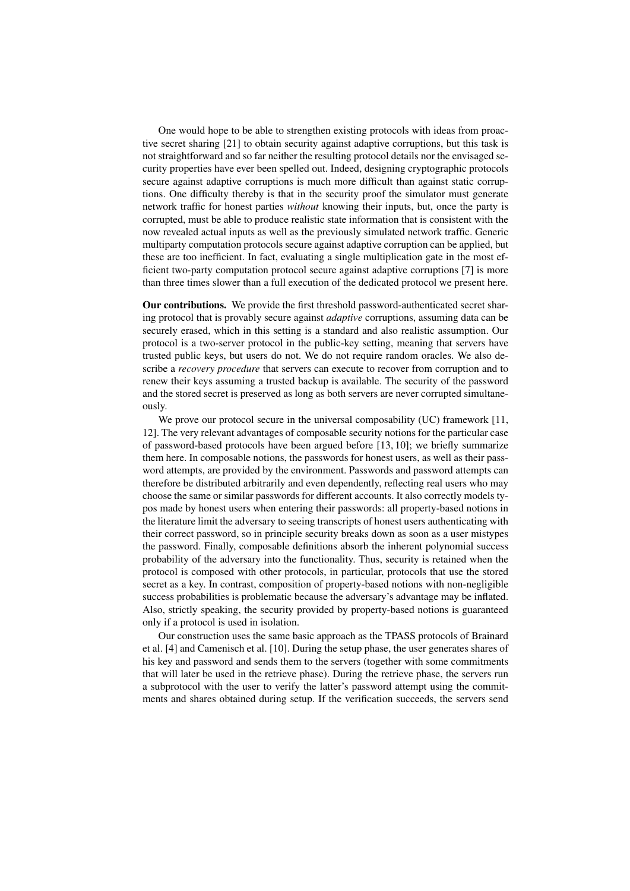One would hope to be able to strengthen existing protocols with ideas from proactive secret sharing [21] to obtain security against adaptive corruptions, but this task is not straightforward and so far neither the resulting protocol details nor the envisaged security properties have ever been spelled out. Indeed, designing cryptographic protocols secure against adaptive corruptions is much more difficult than against static corruptions. One difficulty thereby is that in the security proof the simulator must generate network traffic for honest parties *without* knowing their inputs, but, once the party is corrupted, must be able to produce realistic state information that is consistent with the now revealed actual inputs as well as the previously simulated network traffic. Generic multiparty computation protocols secure against adaptive corruption can be applied, but these are too inefficient. In fact, evaluating a single multiplication gate in the most efficient two-party computation protocol secure against adaptive corruptions [7] is more than three times slower than a full execution of the dedicated protocol we present here.

**Our contributions.** We provide the first threshold password-authenticated secret sharing protocol that is provably secure against *adaptive* corruptions, assuming data can be securely erased, which in this setting is a standard and also realistic assumption. Our protocol is a two-server protocol in the public-key setting, meaning that servers have trusted public keys, but users do not. We do not require random oracles. We also describe a *recovery procedure* that servers can execute to recover from corruption and to renew their keys assuming a trusted backup is available. The security of the password and the stored secret is preserved as long as both servers are never corrupted simultaneously.

We prove our protocol secure in the universal composability (UC) framework [11, 12]. The very relevant advantages of composable security notions for the particular case of password-based protocols have been argued before [13, 10]; we briefly summarize them here. In composable notions, the passwords for honest users, as well as their password attempts, are provided by the environment. Passwords and password attempts can therefore be distributed arbitrarily and even dependently, reflecting real users who may choose the same or similar passwords for different accounts. It also correctly models typos made by honest users when entering their passwords: all property-based notions in the literature limit the adversary to seeing transcripts of honest users authenticating with their correct password, so in principle security breaks down as soon as a user mistypes the password. Finally, composable definitions absorb the inherent polynomial success probability of the adversary into the functionality. Thus, security is retained when the protocol is composed with other protocols, in particular, protocols that use the stored secret as a key. In contrast, composition of property-based notions with non-negligible success probabilities is problematic because the adversary's advantage may be inflated. Also, strictly speaking, the security provided by property-based notions is guaranteed only if a protocol is used in isolation.

Our construction uses the same basic approach as the TPASS protocols of Brainard et al. [4] and Camenisch et al. [10]. During the setup phase, the user generates shares of his key and password and sends them to the servers (together with some commitments that will later be used in the retrieve phase). During the retrieve phase, the servers run a subprotocol with the user to verify the latter's password attempt using the commitments and shares obtained during setup. If the verification succeeds, the servers send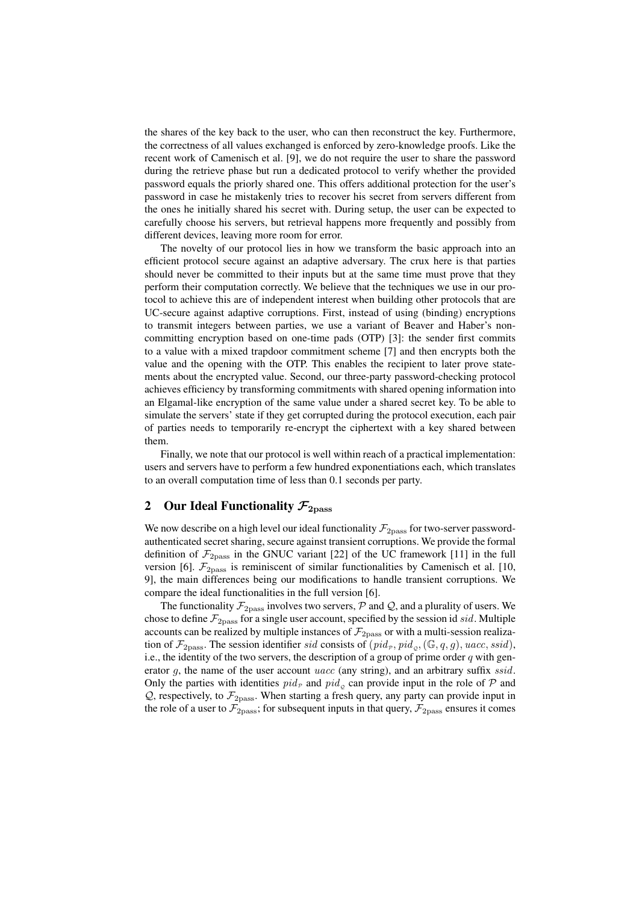the shares of the key back to the user, who can then reconstruct the key. Furthermore, the correctness of all values exchanged is enforced by zero-knowledge proofs. Like the recent work of Camenisch et al. [9], we do not require the user to share the password during the retrieve phase but run a dedicated protocol to verify whether the provided password equals the priorly shared one. This offers additional protection for the user's password in case he mistakenly tries to recover his secret from servers different from the ones he initially shared his secret with. During setup, the user can be expected to carefully choose his servers, but retrieval happens more frequently and possibly from different devices, leaving more room for error.

The novelty of our protocol lies in how we transform the basic approach into an efficient protocol secure against an adaptive adversary. The crux here is that parties should never be committed to their inputs but at the same time must prove that they perform their computation correctly. We believe that the techniques we use in our protocol to achieve this are of independent interest when building other protocols that are UC-secure against adaptive corruptions. First, instead of using (binding) encryptions to transmit integers between parties, we use a variant of Beaver and Haber's non-committing encryption based on one-time pads (OTP) [3]: the sender first commits to a value with a mixed trapdoor commitment scheme [7] and then encrypts both the value and the opening with the OTP. This enables the recipient to later prove statements about the encrypted value. Second, our three-party password-checking protocol achieves efficiency by transforming commitments with shared opening information into an Elgamal-like encryption of the same value under a shared secret key. To be able to simulate the servers' state if they get corrupted during the protocol execution, each pair of parties needs to temporarily re-encrypt the ciphertext with a key shared between them.

Finally, we note that our protocol is well within reach of a practical implementation: users and servers have to perform a few hundred exponentiations each, which translates to an overall computation time of less than 0.1 seconds per party.

## 2 Our Ideal Functionality $\mathcal{F}_{2\text{pass}}$

We now describe on a high level our ideal functionality $\mathcal{F}_{2\text{pass}}$ for two-server password-authenticated secret sharing, secure against transient corruptions. We provide the formal definition of $\mathcal{F}_{2\text{pass}}$ in the GNUC variant [22] of the UC framework [11] in the full version [6]. $\mathcal{F}_{2\text{pass}}$ is reminiscent of similar functionalities by Camenisch et al. [10, 9], the main differences being our modifications to handle transient corruptions. We compare the ideal functionalities in the full version [6].

The functionality $\mathcal{F}_{2\text{pass}}$ involves two servers, $\mathcal{P}$ and $\mathcal{Q}$, and a plurality of users. We chose to define $\mathcal{F}_{2\text{pass}}$ for a single user account, specified by the session id $sid$. Multiple accounts can be realized by multiple instances of $\mathcal{F}_{2\text{pass}}$ or with a multi-session realization of $\mathcal{F}_{2\text{pass}}$. The session identifier $sid$ consists of $(pid_{\mathcal{P}}, pid_{\mathcal{Q}}, (\mathbb{G}, q, g), uacc, ssid)$, i.e., the identity of the two servers, the description of a group of prime order $q$ with generator $g$, the name of the user account $uacc$ (any string), and an arbitrary suffix $ssid$. Only the parties with identities $pid_{\mathcal{P}}$ and $pid_{\mathcal{Q}}$ can provide input in the role of $\mathcal{P}$ and $\mathcal{Q}$, respectively, to $\mathcal{F}_{2\text{pass}}$. When starting a fresh query, any party can provide input in the role of a user to $\mathcal{F}_{2\text{pass}}$; for subsequent inputs in that query, $\mathcal{F}_{2\text{pass}}$ ensures it comes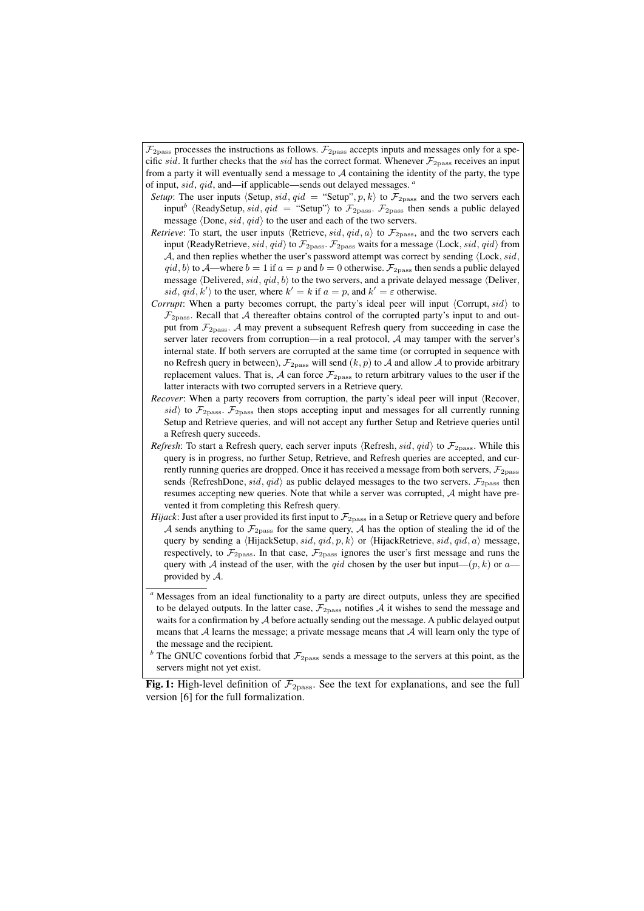$\mathcal{F}_{2\text{pass}}$ processes the instructions as follows. $\mathcal{F}_{2\text{pass}}$ accepts inputs and messages only for a specific $sid$. It further checks that the $sid$ has the correct format. Whenever $\mathcal{F}_{2\text{pass}}$ receives an input from a party it will eventually send a message to $\mathcal{A}$ containing the identity of the party, the type of input, $sid$, $qid$, and—if applicable—sends out delayed messages. [a]

- *Setup*: The user inputs $\langle$Setup, $sid$, $qid$ = "Setup", $p, k\rangle$ to $\mathcal{F}_{2\text{pass}}$ and the two servers each input[b] $\langle$ReadySetup, $sid$, $qid$ = "Setup"$\rangle$ to $\mathcal{F}_{2\text{pass}}$. $\mathcal{F}_{2\text{pass}}$ then sends a public delayed message $\langle$Done, $sid$, $qid\rangle$ to the user and each of the two servers.
- *Retrieve*: To start, the user inputs $\langle$Retrieve, $sid$, $qid$, $a\rangle$ to $\mathcal{F}_{2\text{pass}}$, and the two servers each input $\langle$ReadyRetrieve, $sid$, $qid\rangle$ to $\mathcal{F}_{2\text{pass}}$. $\mathcal{F}_{2\text{pass}}$ waits for a message $\langle$Lock, $sid$, $qid\rangle$ from $\mathcal{A}$, and then replies whether the user's password attempt was correct by sending $\langle$Lock, $sid$, $qid$, $b\rangle$ to $\mathcal{A}$—where $b = 1$ if $a = p$ and $b = 0$ otherwise. $\mathcal{F}_{2\text{pass}}$ then sends a public delayed message $\langle$Delivered, $sid$, $qid$, $b\rangle$ to the two servers, and a private delayed message $\langle$Deliver, $sid$, $qid$, $k'\rangle$ to the user, where $k' = k$ if $a = p$, and $k' = \varepsilon$ otherwise.
- *Corrupt*: When a party becomes corrupt, the party's ideal peer will input $\langle$Corrupt, $sid\rangle$ to $\mathcal{F}_{2\text{pass}}$. Recall that $\mathcal{A}$ thereafter obtains control of the corrupted party's input to and output from $\mathcal{F}_{2\text{pass}}$. $\mathcal{A}$ may prevent a subsequent Refresh query from succeeding in case the server later recovers from corruption—in a real protocol, $\mathcal{A}$ may tamper with the server's internal state. If both servers are corrupted at the same time (or corrupted in sequence with no Refresh query in between), $\mathcal{F}_{2\text{pass}}$ will send $(k, p)$ to $\mathcal{A}$ and allow $\mathcal{A}$ to provide arbitrary replacement values. That is, $\mathcal{A}$ can force $\mathcal{F}_{2\text{pass}}$ to return arbitrary values to the user if the latter interacts with two corrupted servers in a Retrieve query.
- *Recover*: When a party recovers from corruption, the party's ideal peer will input $\langle$Recover, $sid\rangle$ to $\mathcal{F}_{2\text{pass}}$. $\mathcal{F}_{2\text{pass}}$ then stops accepting input and messages for all currently running Setup and Retrieve queries, and will not accept any further Setup and Retrieve queries until a Refresh query suceeds.
- *Refresh*: To start a Refresh query, each server inputs $\langle$Refresh, $sid$, $qid\rangle$ to $\mathcal{F}_{2\text{pass}}$. While this query is in progress, no further Setup, Retrieve, and Refresh queries are accepted, and currently running queries are dropped. Once it has received a message from both servers, $\mathcal{F}_{2\text{pass}}$ sends $\langle$RefreshDone, $sid$, $qid\rangle$ as public delayed messages to the two servers. $\mathcal{F}_{2\text{pass}}$ then resumes accepting new queries. Note that while a server was corrupted, $\mathcal{A}$ might have prevented it from completing this Refresh query.
- *Hijack*: Just after a user provided its first input to $\mathcal{F}_{2\text{pass}}$ in a Setup or Retrieve query and before $\mathcal{A}$ sends anything to $\mathcal{F}_{2\text{pass}}$ for the same query, $\mathcal{A}$ has the option of stealing the id of the query by sending a $\langle$HijackSetup, $sid$, $qid$, $p, k\rangle$ or $\langle$HijackRetrieve, $sid$, $qid$, $a\rangle$ message, respectively, to $\mathcal{F}_{2\text{pass}}$. In that case, $\mathcal{F}_{2\text{pass}}$ ignores the user's first message and runs the query with $\mathcal{A}$ instead of the user, with the $qid$ chosen by the user but input—$(p, k)$ or $a$—provided by $\mathcal{A}$.

[a] Messages from an ideal functionality to a party are direct outputs, unless they are specified to be delayed outputs. In the latter case, $\mathcal{F}_{2\text{pass}}$ notifies $\mathcal{A}$ it wishes to send the message and waits for a confirmation by $\mathcal{A}$ before actually sending out the message. A public delayed output means that $\mathcal{A}$ learns the message; a private message means that $\mathcal{A}$ will learn only the type of the message and the recipient.

[b] The GNUC coventions forbid that $\mathcal{F}_{2\text{pass}}$ sends a message to the servers at this point, as the servers might not yet exist.

**Fig. 1:** High-level definition of $\mathcal{F}_{2\text{pass}}$. See the text for explanations, and see the full version [6] for the full formalization.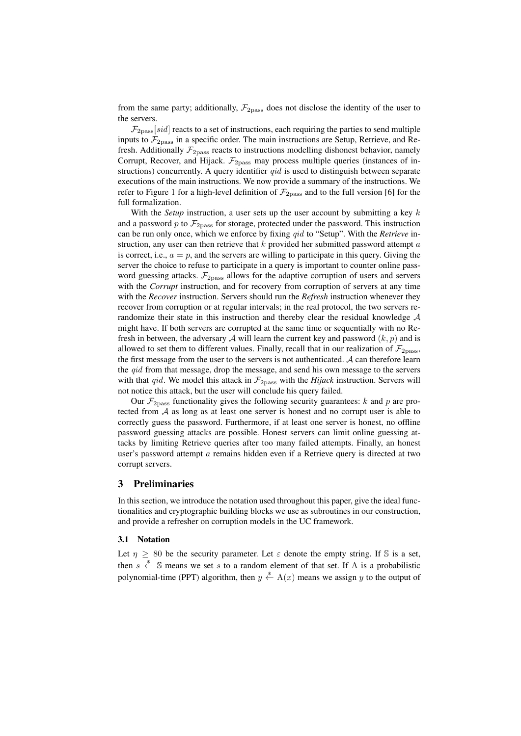from the same party; additionally, $\mathcal{F}_{2\text{pass}}$ does not disclose the identity of the user to the servers.

$\mathcal{F}_{2\text{pass}}[sid]$ reacts to a set of instructions, each requiring the parties to send multiple inputs to $\mathcal{F}_{2\text{pass}}$ in a specific order. The main instructions are Setup, Retrieve, and Refresh. Additionally $\mathcal{F}_{2\text{pass}}$ reacts to instructions modelling dishonest behavior, namely Corrupt, Recover, and Hijack. $\mathcal{F}_{2\text{pass}}$ may process multiple queries (instances of instructions) concurrently. A query identifier $qid$ is used to distinguish between separate executions of the main instructions. We now provide a summary of the instructions. We refer to Figure 1 for a high-level definition of $\mathcal{F}_{2\text{pass}}$ and to the full version [6] for the full formalization.

With the ***Setup*** instruction, a user sets up the user account by submitting a key $k$ and a password $p$ to $\mathcal{F}_{2\text{pass}}$ for storage, protected under the password. This instruction can be run only once, which we enforce by fixing $qid$ to "Setup". With the ***Retrieve*** instruction, any user can then retrieve that $k$ provided her submitted password attempt $a$ is correct, i.e., $a = p$, and the servers are willing to participate in this query. Giving the server the choice to refuse to participate in a query is important to counter online password guessing attacks. $\mathcal{F}_{2\text{pass}}$ allows for the adaptive corruption of users and servers with the ***Corrupt*** instruction, and for recovery from corruption of servers at any time with the ***Recover*** instruction. Servers should run the ***Refresh*** instruction whenever they recover from corruption or at regular intervals; in the real protocol, the two servers rerandomize their state in this instruction and thereby clear the residual knowledge $\mathcal{A}$ might have. If both servers are corrupted at the same time or sequentially with no Refresh in between, the adversary $\mathcal{A}$ will learn the current key and password $(k, p)$ and is allowed to set them to different values. Finally, recall that in our realization of $\mathcal{F}_{2\text{pass}}$, the first message from the user to the servers is not authenticated. $\mathcal{A}$ can therefore learn the $qid$ from that message, drop the message, and send his own message to the servers with that $qid$. We model this attack in $\mathcal{F}_{2\text{pass}}$ with the ***Hijack*** instruction. Servers will not notice this attack, but the user will conclude his query failed.

Our $\mathcal{F}_{2\text{pass}}$ functionality gives the following security guarantees: $k$ and $p$ are protected from $\mathcal{A}$ as long as at least one server is honest and no corrupt user is able to correctly guess the password. Furthermore, if at least one server is honest, no offline password guessing attacks are possible. Honest servers can limit online guessing attacks by limiting Retrieve queries after too many failed attempts. Finally, an honest user's password attempt $a$ remains hidden even if a Retrieve query is directed at two corrupt servers.

## 3 Preliminaries

In this section, we introduce the notation used throughout this paper, give the ideal functionalities and cryptographic building blocks we use as subroutines in our construction, and provide a refresher on corruption models in the UC framework.

### 3.1 Notation

Let $\eta \geq 80$ be the security parameter. Let $\varepsilon$ denote the empty string. If $\mathbb{S}$ is a set, then $s \xleftarrow{\$} \mathbb{S}$ means we set $s$ to a random element of that set. If A is a probabilistic polynomial-time (PPT) algorithm, then $y \xleftarrow{\$} \mathrm{A}(x)$ means we assign $y$ to the output of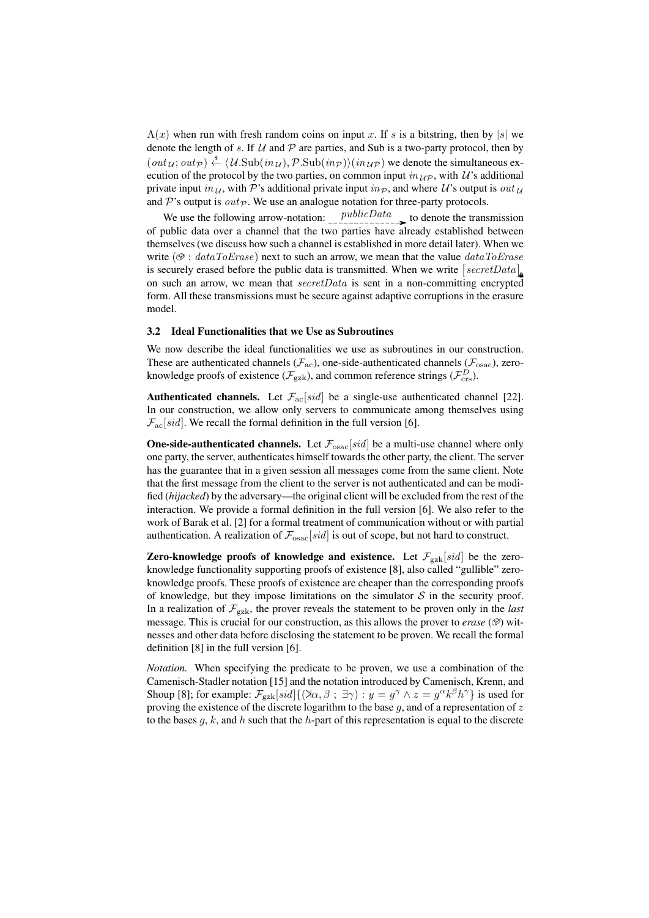$\mathrm{A}(x)$ when run with fresh random coins on input $x$. If $s$ is a bitstring, then by $|s|$ we denote the length of $s$. If $\mathcal{U}$ and $\mathcal{P}$ are parties, and Sub is a two-party protocol, then by $(out_{\mathcal{U}}; out_{\mathcal{P}}) \xleftarrow{\$} \langle \mathcal{U}.\mathrm{Sub}(in_{\mathcal{U}}), \mathcal{P}.\mathrm{Sub}(in_{\mathcal{P}})\rangle(in_{\mathcal{UP}})$ we denote the simultaneous execution of the protocol by the two parties, on common input $in_{\mathcal{UP}}$, with $\mathcal{U}$'s additional private input $in_{\mathcal{U}}$, with $\mathcal{P}$'s additional private input $in_{\mathcal{P}}$, and where $\mathcal{U}$'s output is $out_{\mathcal{U}}$ and $\mathcal{P}$'s output is $out_{\mathcal{P}}$. We use an analogue notation for three-party protocols.

We use the following arrow-notation: $\xrightarrow{publicData}$ to denote the transmission of public data over a channel that the two parties have already established between themselves (we discuss how such a channel is established in more detail later). When we write ($\circledast$ : $dataToErase$) next to such an arrow, we mean that the value $dataToErase$ is securely erased before the public data is transmitted. When we write $[secretData]_{🔒}$ on such an arrow, we mean that $secretData$ is sent in a non-committing encrypted form. All these transmissions must be secure against adaptive corruptions in the erasure model.

### 3.2 Ideal Functionalities that we Use as Subroutines

We now describe the ideal functionalities we use as subroutines in our construction. These are authenticated channels ($\mathcal{F}_{\mathrm{ac}}$), one-side-authenticated channels ($\mathcal{F}_{\mathrm{osac}}$), zero-knowledge proofs of existence ($\mathcal{F}_{\mathrm{gzk}}$), and common reference strings ($\mathcal{F}_{\mathrm{crs}}^{D}$).

**Authenticated channels.** Let $\mathcal{F}_{\mathrm{ac}}[sid]$ be a single-use authenticated channel [22]. In our construction, we allow only servers to communicate among themselves using $\mathcal{F}_{\mathrm{ac}}[sid]$. We recall the formal definition in the full version [6].

**One-side-authenticated channels.** Let $\mathcal{F}_{\mathrm{osac}}[sid]$ be a multi-use channel where only one party, the server, authenticates himself towards the other party, the client. The server has the guarantee that in a given session all messages come from the same client. Note that the first message from the client to the server is not authenticated and can be modified (*hijacked*) by the adversary—the original client will be excluded from the rest of the interaction. We provide a formal definition in the full version [6]. We also refer to the work of Barak et al. [2] for a formal treatment of communication without or with partial authentication. A realization of $\mathcal{F}_{\mathrm{osac}}[sid]$ is out of scope, but not hard to construct.

**Zero-knowledge proofs of knowledge and existence.** Let $\mathcal{F}_{\mathrm{gzk}}[sid]$ be the zero-knowledge functionality supporting proofs of existence [8], also called "gullible" zero-knowledge proofs. These proofs of existence are cheaper than the corresponding proofs of knowledge, but they impose limitations on the simulator $\mathcal{S}$ in the security proof. In a realization of $\mathcal{F}_{\mathrm{gzk}}$, the prover reveals the statement to be proven only in the *last* message. This is crucial for our construction, as this allows the prover to *erase* ($\circledast$) witnesses and other data before disclosing the statement to be proven. We recall the formal definition [8] in the full version [6].

*Notation.* When specifying the predicate to be proven, we use a combination of the Camenisch-Stadler notation [15] and the notation introduced by Camenisch, Krenn, and Shoup [8]; for example: $\mathcal{F}_{\mathrm{gzk}}[sid]\{(\rtimes\alpha, \beta\ ;\ \exists\gamma) : y = g^{\gamma} \wedge z = g^{\alpha}k^{\beta}h^{\gamma}\}$ is used for proving the existence of the discrete logarithm to the base $g$, and of a representation of $z$ to the bases $g$, $k$, and $h$ such that the $h$-part of this representation is equal to the discrete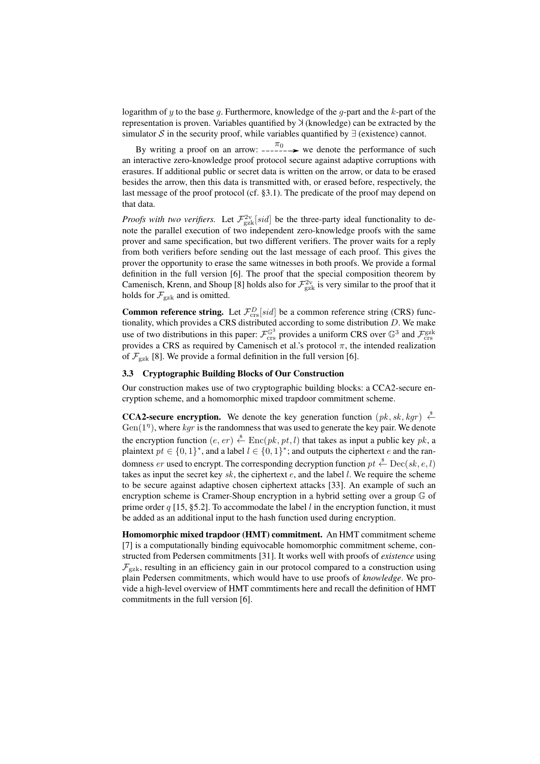logarithm of $y$ to the base $g$. Furthermore, knowledge of the $g$-part and the $k$-part of the representation is proven. Variables quantified by $\rightthreetimes$ (knowledge) can be extracted by the simulator $\mathcal{S}$ in the security proof, while variables quantified by $\exists$ (existence) cannot.

By writing a proof on an arrow: $\overset{\pi_0}{\dashrightarrow}$ we denote the performance of such an interactive zero-knowledge proof protocol secure against adaptive corruptions with erasures. If additional public or secret data is written on the arrow, or data to be erased besides the arrow, then this data is transmitted with, or erased before, respectively, the last message of the proof protocol (cf. §3.1). The predicate of the proof may depend on that data.

*Proofs with two verifiers.* Let $\mathcal{F}^{2\text{v}}_{\text{gzk}}[sid]$ be the three-party ideal functionality to denote the parallel execution of two independent zero-knowledge proofs with the same prover and same specification, but two different verifiers. The prover waits for a reply from both verifiers before sending out the last message of each proof. This gives the prover the opportunity to erase the same witnesses in both proofs. We provide a formal definition in the full version [6]. The proof that the special composition theorem by Camenisch, Krenn, and Shoup [8] holds also for $\mathcal{F}^{2\text{v}}_{\text{gzk}}$ is very similar to the proof that it holds for $\mathcal{F}_{\text{gzk}}$ and is omitted.

**Common reference string.** Let $\mathcal{F}^{D}_{\text{crs}}[sid]$ be a common reference string (CRS) functionality, which provides a CRS distributed according to some distribution $D$. We make use of two distributions in this paper: $\mathcal{F}^{\mathbb{G}^3}_{\text{crs}}$ provides a uniform CRS over $\mathbb{G}^3$ and $\mathcal{F}^{\text{gzk}}_{\text{crs}}$ provides a CRS as required by Camenisch et al.'s protocol $\pi$, the intended realization of $\mathcal{F}_{\text{gzk}}$ [8]. We provide a formal definition in the full version [6].

### 3.3 Cryptographic Building Blocks of Our Construction

Our construction makes use of two cryptographic building blocks: a CCA2-secure encryption scheme, and a homomorphic mixed trapdoor commitment scheme.

**CCA2-secure encryption.** We denote the key generation function $(pk, sk, kgr) \overset{\$}{\leftarrow} \text{Gen}(1^\eta)$, where $kgr$ is the randomness that was used to generate the key pair. We denote the encryption function $(e, er) \overset{\$}{\leftarrow} \text{Enc}(pk, pt, l)$ that takes as input a public key $pk$, a plaintext $pt \in \{0,1\}^*$, and a label $l \in \{0,1\}^*$; and outputs the ciphertext $e$ and the randomness $er$ used to encrypt. The corresponding decryption function $pt \overset{\$}{\leftarrow} \text{Dec}(sk, e, l)$ takes as input the secret key $sk$, the ciphertext $e$, and the label $l$. We require the scheme to be secure against adaptive chosen ciphertext attacks [33]. An example of such an encryption scheme is Cramer-Shoup encryption in a hybrid setting over a group $\mathbb{G}$ of prime order $q$ [15, §5.2]. To accommodate the label $l$ in the encryption function, it must be added as an additional input to the hash function used during encryption.

**Homomorphic mixed trapdoor (HMT) commitment.** An HMT commitment scheme [7] is a computationally binding equivocable homomorphic commitment scheme, constructed from Pedersen commitments [31]. It works well with proofs of *existence* using $\mathcal{F}_{\text{gzk}}$, resulting in an efficiency gain in our protocol compared to a construction using plain Pedersen commitments, which would have to use proofs of *knowledge*. We provide a high-level overview of HMT commtiments here and recall the definition of HMT commitments in the full version [6].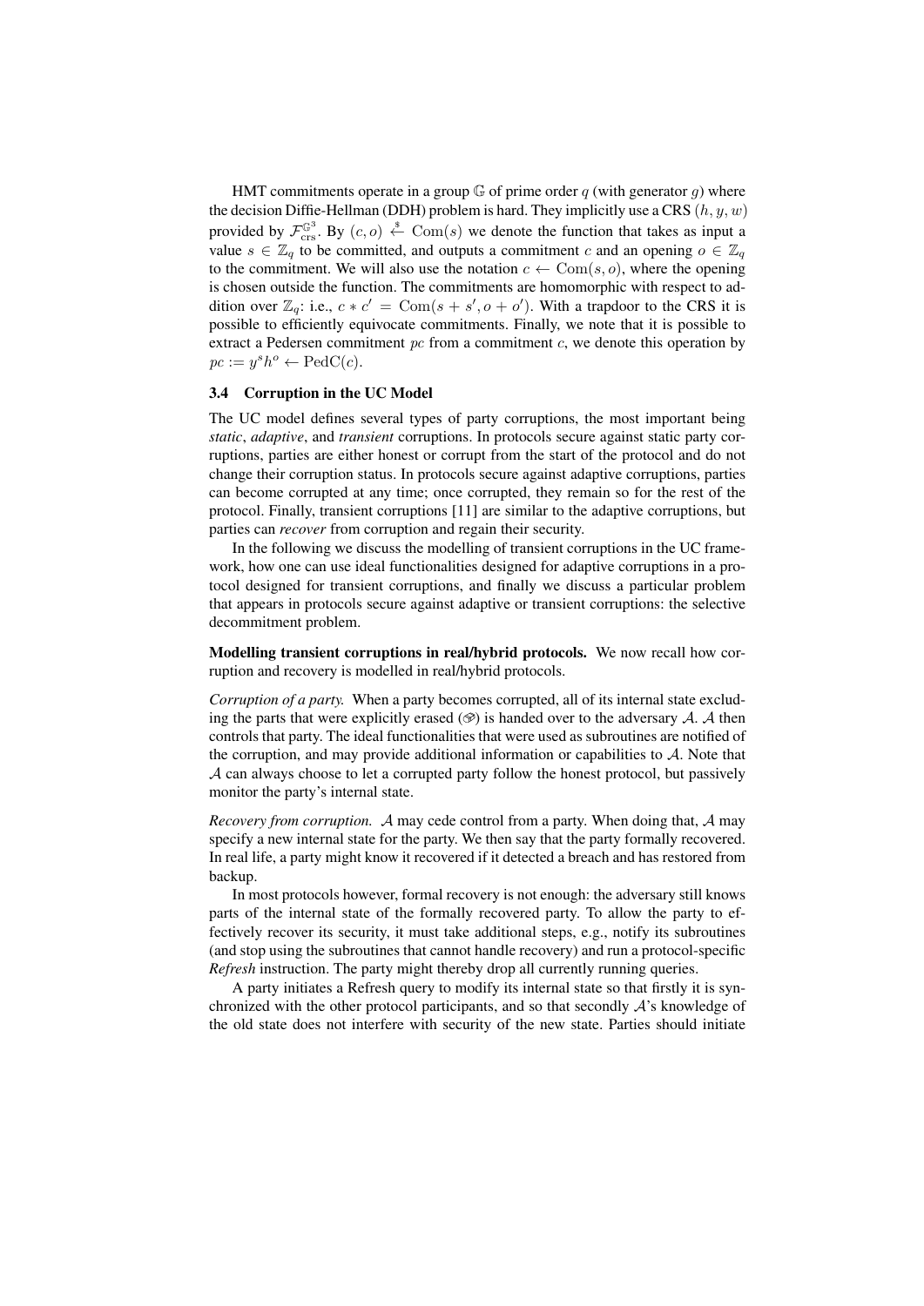HMT commitments operate in a group $\mathbb{G}$ of prime order $q$ (with generator $g$) where the decision Diffie-Hellman (DDH) problem is hard. They implicitly use a CRS $(h, y, w)$ provided by $\mathcal{F}_{\text{crs}}^{\mathbb{G}^3}$. By $(c, o) \xleftarrow{\$} \text{Com}(s)$ we denote the function that takes as input a value $s \in \mathbb{Z}_q$ to be committed, and outputs a commitment $c$ and an opening $o \in \mathbb{Z}_q$ to the commitment. We will also use the notation $c \leftarrow \text{Com}(s, o)$, where the opening is chosen outside the function. The commitments are homomorphic with respect to addition over $\mathbb{Z}_q$: i.e., $c * c' = \text{Com}(s + s', o + o')$. With a trapdoor to the CRS it is possible to efficiently equivocate commitments. Finally, we note that it is possible to extract a Pedersen commitment $pc$ from a commitment $c$, we denote this operation by $pc := y^s h^o \leftarrow \text{PedC}(c)$.

### 3.4 Corruption in the UC Model

The UC model defines several types of party corruptions, the most important being *static*, *adaptive*, and *transient* corruptions. In protocols secure against static party corruptions, parties are either honest or corrupt from the start of the protocol and do not change their corruption status. In protocols secure against adaptive corruptions, parties can become corrupted at any time; once corrupted, they remain so for the rest of the protocol. Finally, transient corruptions [11] are similar to the adaptive corruptions, but parties can *recover* from corruption and regain their security.

In the following we discuss the modelling of transient corruptions in the UC framework, how one can use ideal functionalities designed for adaptive corruptions in a protocol designed for transient corruptions, and finally we discuss a particular problem that appears in protocols secure against adaptive or transient corruptions: the selective decommitment problem.

**Modelling transient corruptions in real/hybrid protocols.** We now recall how corruption and recovery is modelled in real/hybrid protocols.

*Corruption of a party.* When a party becomes corrupted, all of its internal state excluding the parts that were explicitly erased ($\oslash$) is handed over to the adversary $\mathcal{A}$. $\mathcal{A}$ then controls that party. The ideal functionalities that were used as subroutines are notified of the corruption, and may provide additional information or capabilities to $\mathcal{A}$. Note that $\mathcal{A}$ can always choose to let a corrupted party follow the honest protocol, but passively monitor the party's internal state.

*Recovery from corruption.* $\mathcal{A}$ may cede control from a party. When doing that, $\mathcal{A}$ may specify a new internal state for the party. We then say that the party formally recovered. In real life, a party might know it recovered if it detected a breach and has restored from backup.

In most protocols however, formal recovery is not enough: the adversary still knows parts of the internal state of the formally recovered party. To allow the party to effectively recover its security, it must take additional steps, e.g., notify its subroutines (and stop using the subroutines that cannot handle recovery) and run a protocol-specific *Refresh* instruction. The party might thereby drop all currently running queries.

A party initiates a Refresh query to modify its internal state so that firstly it is synchronized with the other protocol participants, and so that secondly $\mathcal{A}$'s knowledge of the old state does not interfere with security of the new state. Parties should initiate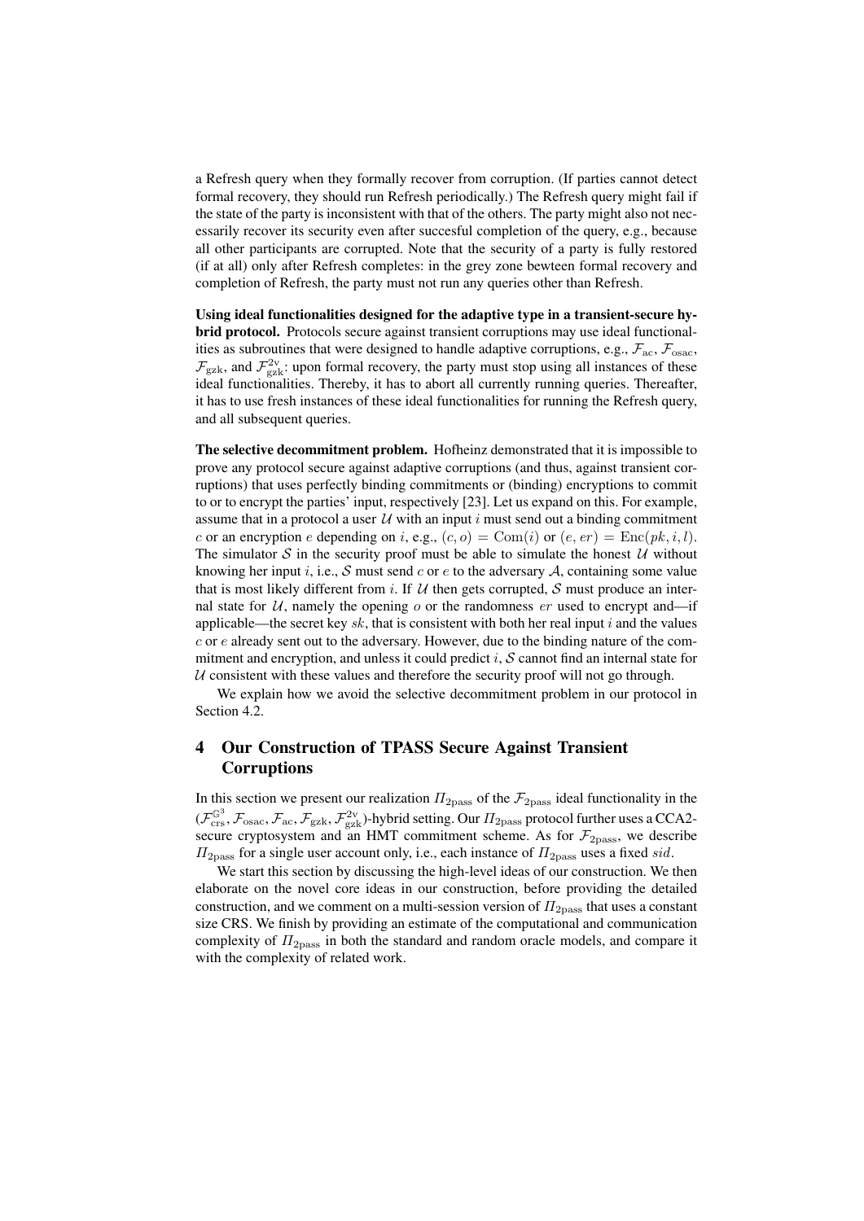a Refresh query when they formally recover from corruption. (If parties cannot detect formal recovery, they should run Refresh periodically.) The Refresh query might fail if the state of the party is inconsistent with that of the others. The party might also not necessarily recover its security even after succesful completion of the query, e.g., because all other participants are corrupted. Note that the security of a party is fully restored (if at all) only after Refresh completes: in the grey zone bewteen formal recovery and completion of Refresh, the party must not run any queries other than Refresh.

**Using ideal functionalities designed for the adaptive type in a transient-secure hybrid protocol.** Protocols secure against transient corruptions may use ideal functionalities as subroutines that were designed to handle adaptive corruptions, e.g., $\mathcal{F}_{\mathrm{ac}}$, $\mathcal{F}_{\mathrm{osac}}$, $\mathcal{F}_{\mathrm{gzk}}$, and $\mathcal{F}_{\mathrm{gzk}}^{2\mathrm{v}}$: upon formal recovery, the party must stop using all instances of these ideal functionalities. Thereby, it has to abort all currently running queries. Thereafter, it has to use fresh instances of these ideal functionalities for running the Refresh query, and all subsequent queries.

**The selective decommitment problem.** Hofheinz demonstrated that it is impossible to prove any protocol secure against adaptive corruptions (and thus, against transient corruptions) that uses perfectly binding commitments or (binding) encryptions to commit to or to encrypt the parties' input, respectively [23]. Let us expand on this. For example, assume that in a protocol a user $\mathcal{U}$ with an input $i$ must send out a binding commitment $c$ or an encryption $e$ depending on $i$, e.g., $(c, o) = \mathrm{Com}(i)$ or $(e, er) = \mathrm{Enc}(pk, i, l)$. The simulator $\mathcal{S}$ in the security proof must be able to simulate the honest $\mathcal{U}$ without knowing her input $i$, i.e., $\mathcal{S}$ must send $c$ or $e$ to the adversary $\mathcal{A}$, containing some value that is most likely different from $i$. If $\mathcal{U}$ then gets corrupted, $\mathcal{S}$ must produce an internal state for $\mathcal{U}$, namely the opening $o$ or the randomness $er$ used to encrypt and—if applicable—the secret key $sk$, that is consistent with both her real input $i$ and the values $c$ or $e$ already sent out to the adversary. However, due to the binding nature of the commitment and encryption, and unless it could predict $i$, $\mathcal{S}$ cannot find an internal state for $\mathcal{U}$ consistent with these values and therefore the security proof will not go through.

We explain how we avoid the selective decommitment problem in our protocol in Section 4.2.

# 4 Our Construction of TPASS Secure Against Transient Corruptions

In this section we present our realization $\Pi_{2\mathrm{pass}}$ of the $\mathcal{F}_{2\mathrm{pass}}$ ideal functionality in the $(\mathcal{F}_{\mathrm{crs}}^{\mathbb{G}^3}, \mathcal{F}_{\mathrm{osac}}, \mathcal{F}_{\mathrm{ac}}, \mathcal{F}_{\mathrm{gzk}}, \mathcal{F}_{\mathrm{gzk}}^{2\mathrm{v}})$-hybrid setting. Our $\Pi_{2\mathrm{pass}}$ protocol further uses a CCA2-secure cryptosystem and an HMT commitment scheme. As for $\mathcal{F}_{2\mathrm{pass}}$, we describe $\Pi_{2\mathrm{pass}}$ for a single user account only, i.e., each instance of $\Pi_{2\mathrm{pass}}$ uses a fixed $sid$.

We start this section by discussing the high-level ideas of our construction. We then elaborate on the novel core ideas in our construction, before providing the detailed construction, and we comment on a multi-session version of $\Pi_{2\mathrm{pass}}$ that uses a constant size CRS. We finish by providing an estimate of the computational and communication complexity of $\Pi_{2\mathrm{pass}}$ in both the standard and random oracle models, and compare it with the complexity of related work.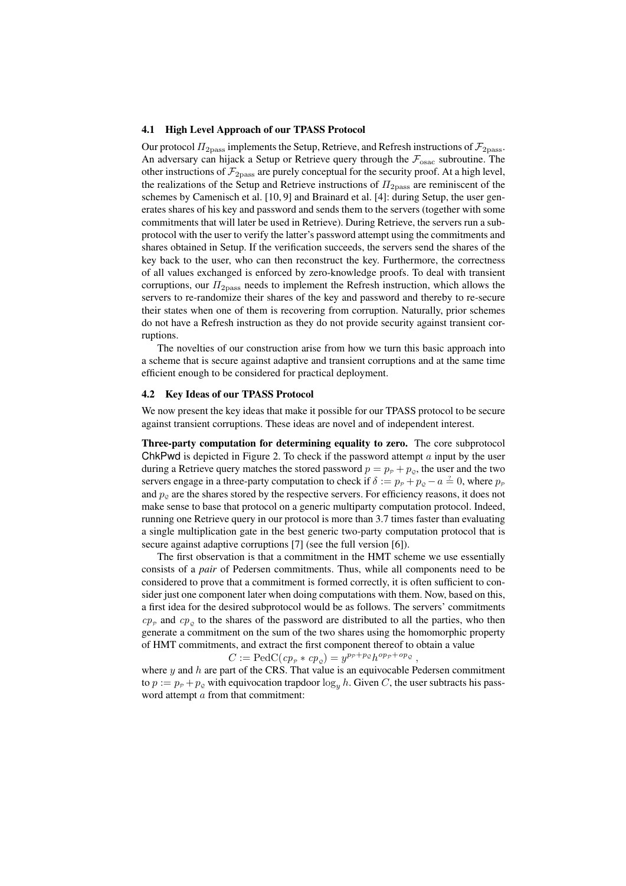### 4.1 High Level Approach of our TPASS Protocol

Our protocol $\Pi_{2\text{pass}}$ implements the Setup, Retrieve, and Refresh instructions of $\mathcal{F}_{2\text{pass}}$. An adversary can hijack a Setup or Retrieve query through the $\mathcal{F}_{\text{osac}}$ subroutine. The other instructions of $\mathcal{F}_{2\text{pass}}$ are purely conceptual for the security proof. At a high level, the realizations of the Setup and Retrieve instructions of $\Pi_{2\text{pass}}$ are reminiscent of the schemes by Camenisch et al. [10, 9] and Brainard et al. [4]: during Setup, the user generates shares of his key and password and sends them to the servers (together with some commitments that will later be used in Retrieve). During Retrieve, the servers run a subprotocol with the user to verify the latter's password attempt using the commitments and shares obtained in Setup. If the verification succeeds, the servers send the shares of the key back to the user, who can then reconstruct the key. Furthermore, the correctness of all values exchanged is enforced by zero-knowledge proofs. To deal with transient corruptions, our $\Pi_{2\text{pass}}$ needs to implement the Refresh instruction, which allows the servers to re-randomize their shares of the key and password and thereby to re-secure their states when one of them is recovering from corruption. Naturally, prior schemes do not have a Refresh instruction as they do not provide security against transient corruptions.

The novelties of our construction arise from how we turn this basic approach into a scheme that is secure against adaptive and transient corruptions and at the same time efficient enough to be considered for practical deployment.

### 4.2 Key Ideas of our TPASS Protocol

We now present the key ideas that make it possible for our TPASS protocol to be secure against transient corruptions. These ideas are novel and of independent interest.

**Three-party computation for determining equality to zero.** The core subprotocol ChkPwd is depicted in Figure 2. To check if the password attempt $a$ input by the user during a Retrieve query matches the stored password $p = p_{\mathcal{P}} + p_{\mathcal{Q}}$, the user and the two servers engage in a three-party computation to check if $\delta := p_{\mathcal{P}} + p_{\mathcal{Q}} - a \stackrel{?}{=} 0$, where $p_{\mathcal{P}}$ and $p_{\mathcal{Q}}$ are the shares stored by the respective servers. For efficiency reasons, it does not make sense to base that protocol on a generic multiparty computation protocol. Indeed, running one Retrieve query in our protocol is more than 3.7 times faster than evaluating a single multiplication gate in the best generic two-party computation protocol that is secure against adaptive corruptions [7] (see the full version [6]).

The first observation is that a commitment in the HMT scheme we use essentially consists of a *pair* of Pedersen commitments. Thus, while all components need to be considered to prove that a commitment is formed correctly, it is often sufficient to consider just one component later when doing computations with them. Now, based on this, a first idea for the desired subprotocol would be as follows. The servers' commitments $cp_{\mathcal{P}}$ and $cp_{\mathcal{Q}}$ to the shares of the password are distributed to all the parties, who then generate a commitment on the sum of the two shares using the homomorphic property of HMT commitments, and extract the first component thereof to obtain a value

$$C := \mathrm{PedC}(cp_{\mathcal{P}} * cp_{\mathcal{Q}}) = y^{p_{\mathcal{P}}+p_{\mathcal{Q}}} h^{op_{\mathcal{P}}+op_{\mathcal{Q}}} ,$$

where $y$ and $h$ are part of the CRS. That value is an equivocable Pedersen commitment to $p := p_{\mathcal{P}} + p_{\mathcal{Q}}$ with equivocation trapdoor $\log_y h$. Given $C$, the user subtracts his password attempt $a$ from that commitment: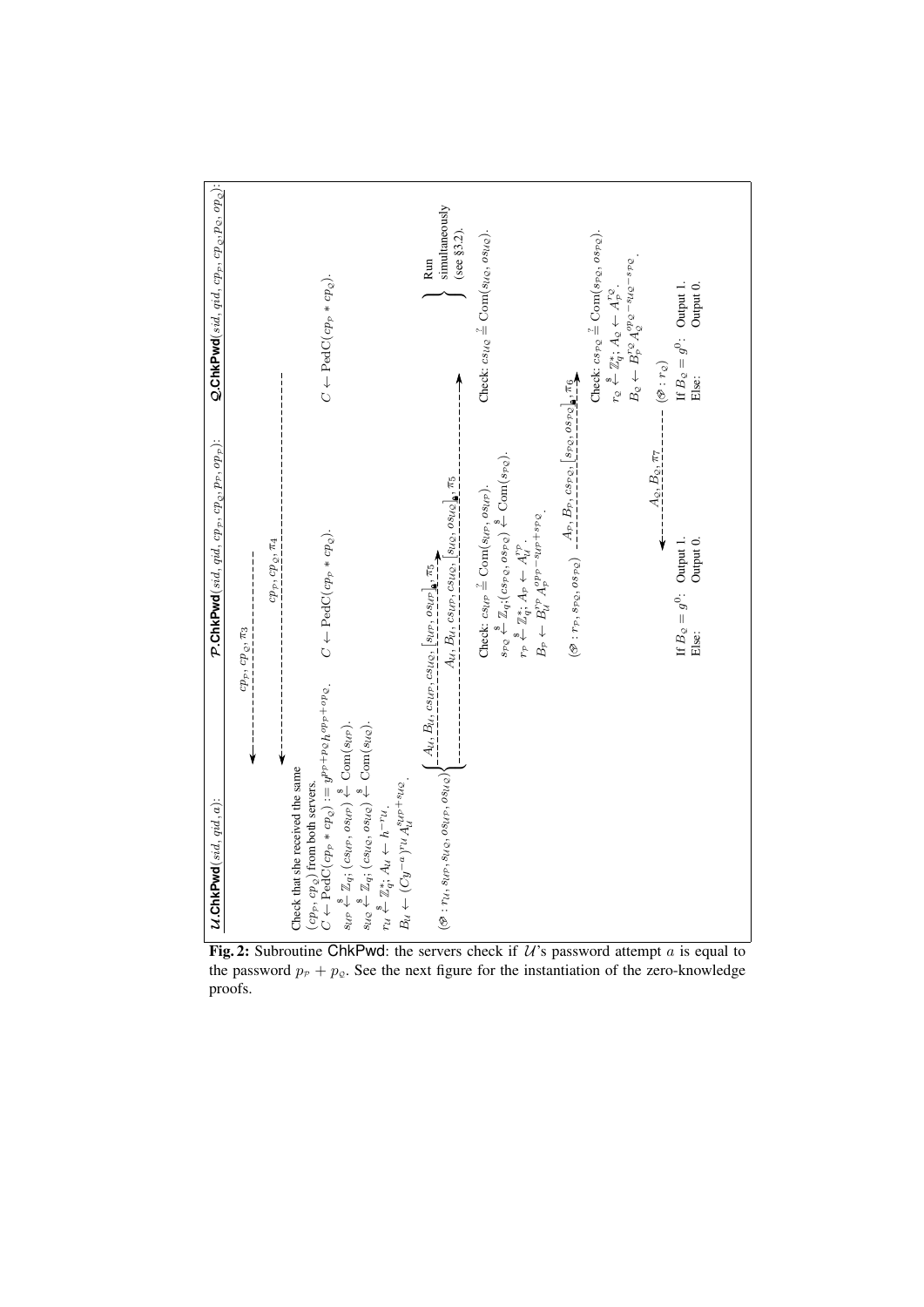| $\mathcal{U}$.**ChkPwd**$(sid, qid, a)$: | | $\mathcal{P}$.**ChkPwd**$(sid, qid, cp_{\mathcal{P}}, cp_{\mathcal{Q}}, p_{\mathcal{P}}, op_{\mathcal{P}})$: | | $\mathcal{Q}$.**ChkPwd**$(sid, qid, cp_{\mathcal{P}}, cp_{\mathcal{Q}}, p_{\mathcal{Q}}, op_{\mathcal{Q}})$: |
|---|---|---|---|---|
| | $\xleftarrow{cp_{\mathcal{P}}, cp_{\mathcal{Q}}, \pi_3}$ | | | |
| | $\xleftarrow{cp_{\mathcal{P}}, cp_{\mathcal{Q}}, \pi_4}$ | | | |
| Check that she received the same $(cp_{\mathcal{P}}, cp_{\mathcal{Q}})$ from both servers. $C \leftarrow \mathrm{PedC}(cp_{\mathcal{P}} * cp_{\mathcal{Q}}) := g^{p_{\mathcal{P}}+p_{\mathcal{Q}}} h^{op_{\mathcal{P}}+op_{\mathcal{Q}}}$. $s_{\mathcal{UP}} \xleftarrow{\$} \mathbb{Z}_q$; $(cs_{\mathcal{UP}}, os_{\mathcal{UP}}) \xleftarrow{\$} \mathrm{Com}(s_{\mathcal{UP}})$. $s_{\mathcal{UQ}} \xleftarrow{\$} \mathbb{Z}_q$; $(cs_{\mathcal{UQ}}, os_{\mathcal{UQ}}) \xleftarrow{\$} \mathrm{Com}(s_{\mathcal{UQ}})$. $r_{\mathcal{U}} \xleftarrow{\$} \mathbb{Z}_q^*$; $A_{\mathcal{U}} \leftarrow h^{-r_{\mathcal{U}}}$. $B_{\mathcal{U}} \leftarrow (Cy^{-a})^{r_{\mathcal{U}}} A_{\mathcal{U}}^{s_{\mathcal{UP}}+s_{\mathcal{UQ}}}$. | | $C \leftarrow \mathrm{PedC}(cp_{\mathcal{P}} * cp_{\mathcal{Q}})$. | | $C \leftarrow \mathrm{PedC}(cp_{\mathcal{P}} * cp_{\mathcal{Q}})$. |
| $(\otimes : r_{\mathcal{U}}, s_{\mathcal{UP}}, s_{\mathcal{UQ}}, os_{\mathcal{UP}}, os_{\mathcal{UQ}})$ | $\xrightarrow{A_{\mathcal{U}}, B_{\mathcal{U}}, cs_{\mathcal{UP}}, cs_{\mathcal{UQ}}, [s_{\mathcal{UP}}, os_{\mathcal{UP}}], \pi_5}$ | | $\xrightarrow{A_{\mathcal{U}}, B_{\mathcal{U}}, cs_{\mathcal{UP}}, cs_{\mathcal{UQ}}, [s_{\mathcal{UQ}}, os_{\mathcal{UQ}}], \pi_5}$ | Run simultaneously (see §3.2). |
| | | Check: $cs_{\mathcal{UP}} \stackrel{?}{=} \mathrm{Com}(s_{\mathcal{UP}}, os_{\mathcal{UP}})$. $s_{\mathcal{PQ}} \xleftarrow{\$} \mathbb{Z}_q$; $(cs_{\mathcal{PQ}}, os_{\mathcal{PQ}}) \xleftarrow{\$} \mathrm{Com}(s_{\mathcal{PQ}})$. $r_{\mathcal{P}} \xleftarrow{\$} \mathbb{Z}_q^*$; $A_{\mathcal{P}} \leftarrow A_{\mathcal{U}}^{r_{\mathcal{P}}}$. $B_{\mathcal{P}} \leftarrow B_{\mathcal{U}}^{r_{\mathcal{P}}} A_{\mathcal{P}}^{op_{\mathcal{P}}-s_{\mathcal{UP}}+s_{\mathcal{PQ}}}$. | | Check: $cs_{\mathcal{UQ}} \stackrel{?}{=} \mathrm{Com}(s_{\mathcal{UQ}}, os_{\mathcal{UQ}})$. |
| | | $(\otimes : r_{\mathcal{P}}, s_{\mathcal{PQ}}, os_{\mathcal{PQ}})$ | $\xrightarrow{A_{\mathcal{P}}, B_{\mathcal{P}}, cs_{\mathcal{PQ}}, [s_{\mathcal{PQ}}, os_{\mathcal{PQ}}], \pi_6}$ | |
| | | | | Check: $cs_{\mathcal{PQ}} \stackrel{?}{=} \mathrm{Com}(s_{\mathcal{PQ}}, os_{\mathcal{PQ}})$. $r_{\mathcal{Q}} \xleftarrow{\$} \mathbb{Z}_q^*$; $A_{\mathcal{Q}} \leftarrow A_{\mathcal{P}}^{r_{\mathcal{Q}}}$. $B_{\mathcal{Q}} \leftarrow B_{\mathcal{P}}^{r_{\mathcal{Q}}} A_{\mathcal{Q}}^{op_{\mathcal{Q}}-s_{\mathcal{UQ}}-s_{\mathcal{PQ}}}$. |
| | | | $\xleftarrow{A_{\mathcal{Q}}, B_{\mathcal{Q}}, \pi_7}$ | $(\otimes : r_{\mathcal{Q}})$ |
| | | If $B_{\mathcal{Q}} = g^0$: Output 1. Else: Output 0. | | If $B_{\mathcal{Q}} = g^0$: Output 1. Else: Output 0. |

**Fig. 2:** Subroutine ChkPwd: the servers check if $\mathcal{U}$'s password attempt $a$ is equal to the password $p_{\mathcal{P}} + p_{\mathcal{Q}}$. See the next figure for the instantiation of the zero-knowledge proofs.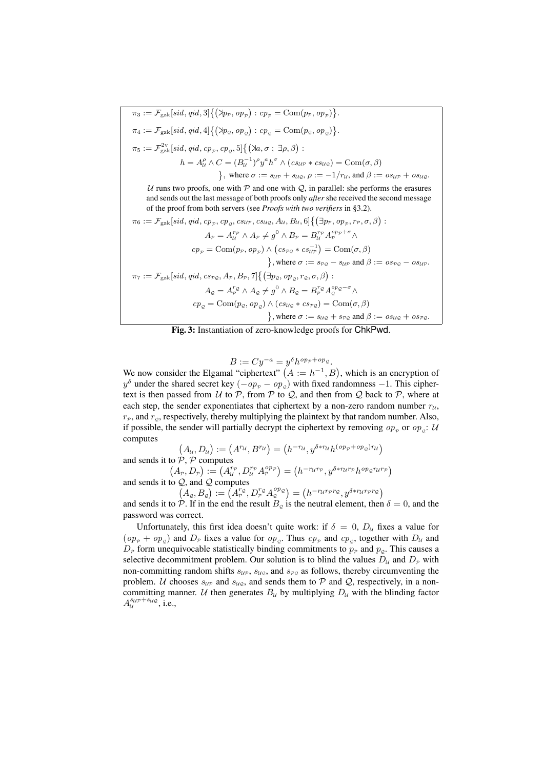$$\pi_3 := \mathcal{F}_{\text{gzk}}[sid, qid, 3]\big\{\big(\lambda p_{\mathcal{P}}, op_{\mathcal{P}}\big) : cp_{\mathcal{P}} = \text{Com}(p_{\mathcal{P}}, op_{\mathcal{P}})\big\}.$$

$$\pi_4 := \mathcal{F}_{\text{gzk}}[sid, qid, 4]\big\{\big(\lambda p_{\mathcal{Q}}, op_{\mathcal{Q}}\big) : cp_{\mathcal{Q}} = \text{Com}(p_{\mathcal{Q}}, op_{\mathcal{Q}})\big\}.$$

$$\pi_5 := \mathcal{F}^{2\text{v}}_{\text{gzk}}[sid, qid, cp_{\mathcal{P}}, cp_{\mathcal{Q}}, 5]\big\{\big(\lambda a, \sigma \,;\, \exists \rho, \beta\big) : h = A^{\rho}_{\mathcal{U}} \wedge C = (B^{-1}_{\mathcal{U}})^{\rho} y^{a} h^{\sigma} \wedge (cs_{\mathcal{UP}} * cs_{\mathcal{UQ}}) = \text{Com}(\sigma, \beta) \big\}, \text{ where } \sigma := s_{\mathcal{UP}} + s_{\mathcal{UQ}},\ \rho := -1/r_{\mathcal{U}}, \text{ and } \beta := os_{\mathcal{UP}} + os_{\mathcal{UQ}}.$$

$\mathcal{U}$ runs two proofs, one with $\mathcal{P}$ and one with $\mathcal{Q}$, in parallel: she performs the erasures and sends out the last message of both proofs only *after* she received the second message of the proof from both servers (see *Proofs with two verifiers* in §3.2).

$$\pi_6 := \mathcal{F}_{\text{gzk}}[sid, qid, cp_{\mathcal{P}}, cp_{\mathcal{Q}}, cs_{\mathcal{UP}}, cs_{\mathcal{UQ}}, A_{\mathcal{U}}, B_{\mathcal{U}}, 6]\big\{\big(\exists p_{\mathcal{P}}, op_{\mathcal{P}}, r_{\mathcal{P}}, \sigma, \beta\big) : A_{\mathcal{P}} = A^{r_{\mathcal{P}}}_{\mathcal{U}} \wedge A_{\mathcal{P}} \neq g^0 \wedge B_{\mathcal{P}} = B^{r_{\mathcal{P}}}_{\mathcal{U}} A^{op_{\mathcal{P}}+\sigma}_{\mathcal{P}} \wedge cp_{\mathcal{P}} = \text{Com}(p_{\mathcal{P}}, op_{\mathcal{P}}) \wedge \big(cs_{\mathcal{PQ}} * cs^{-1}_{\mathcal{UP}}\big) = \text{Com}(\sigma, \beta) \big\}, \text{ where } \sigma := s_{\mathcal{PQ}} - s_{\mathcal{UP}} \text{ and } \beta := os_{\mathcal{PQ}} - os_{\mathcal{UP}}.$$

$$\pi_7 := \mathcal{F}_{\text{gzk}}[sid, qid, cs_{\mathcal{PQ}}, A_{\mathcal{P}}, B_{\mathcal{P}}, 7]\big\{\big(\exists p_{\mathcal{Q}}, op_{\mathcal{Q}}, r_{\mathcal{Q}}, \sigma, \beta\big) : A_{\mathcal{Q}} = A^{r_{\mathcal{Q}}}_{\mathcal{P}} \wedge A_{\mathcal{Q}} \neq g^0 \wedge B_{\mathcal{Q}} = B^{r_{\mathcal{Q}}}_{\mathcal{P}} A^{op_{\mathcal{Q}}-\sigma}_{\mathcal{Q}} \wedge cp_{\mathcal{Q}} = \text{Com}(p_{\mathcal{Q}}, op_{\mathcal{Q}}) \wedge (cs_{\mathcal{UQ}} * cs_{\mathcal{PQ}}) = \text{Com}(\sigma, \beta) \big\}, \text{ where } \sigma := s_{\mathcal{UQ}} + s_{\mathcal{PQ}} \text{ and } \beta := os_{\mathcal{UQ}} + os_{\mathcal{PQ}}.$$

**Fig. 3:** Instantiation of zero-knowledge proofs for ChkPwd.

$$B := Cy^{-a} = y^{\delta} h^{op_{\mathcal{P}}+op_{\mathcal{Q}}}.$$

We now consider the Elgamal "ciphertext" $\big(A := h^{-1}, B\big)$, which is an encryption of $y^{\delta}$ under the shared secret key $(-op_{\mathcal{P}} - op_{\mathcal{Q}})$ with fixed randomness $-1$. This ciphertext is then passed from $\mathcal{U}$ to $\mathcal{P}$, from $\mathcal{P}$ to $\mathcal{Q}$, and then from $\mathcal{Q}$ back to $\mathcal{P}$, where at each step, the sender exponentiates that ciphertext by a non-zero random number $r_{\mathcal{U}}$, $r_{\mathcal{P}}$, and $r_{\mathcal{Q}}$, respectively, thereby multiplying the plaintext by that random number. Also, if possible, the sender will partially decrypt the ciphertext by removing $op_{\mathcal{P}}$ or $op_{\mathcal{Q}}$: $\mathcal{U}$ computes

$$\big(A_{\mathcal{U}}, D_{\mathcal{U}}\big) := \big(A^{r_{\mathcal{U}}}, B^{r_{\mathcal{U}}}\big) = \big(h^{-r_{\mathcal{U}}}, y^{\delta * r_{\mathcal{U}}} h^{(op_{\mathcal{P}}+op_{\mathcal{Q}})r_{\mathcal{U}}}\big)$$

and sends it to $\mathcal{P}$, $\mathcal{P}$ computes

$$\big(A_{\mathcal{P}}, D_{\mathcal{P}}\big) := \big(A^{r_{\mathcal{P}}}_{\mathcal{U}}, D^{r_{\mathcal{P}}}_{\mathcal{U}} A^{op_{\mathcal{P}}}_{\mathcal{P}}\big) = \big(h^{-r_{\mathcal{U}}r_{\mathcal{P}}}, y^{\delta * r_{\mathcal{U}}r_{\mathcal{P}}} h^{op_{\mathcal{Q}}r_{\mathcal{U}}r_{\mathcal{P}}}\big)$$

and sends it to $\mathcal{Q}$, and $\mathcal{Q}$ computes

$$\big(A_{\mathcal{Q}}, B_{\mathcal{Q}}\big) := \big(A^{r_{\mathcal{Q}}}_{\mathcal{P}}, D^{r_{\mathcal{Q}}}_{\mathcal{P}} A^{op_{\mathcal{Q}}}_{\mathcal{Q}}\big) = \big(h^{-r_{\mathcal{U}}r_{\mathcal{P}}r_{\mathcal{Q}}}, y^{\delta * r_{\mathcal{U}}r_{\mathcal{P}}r_{\mathcal{Q}}}\big)$$

and sends it to $\mathcal{P}$. If in the end the result $B_{\mathcal{Q}}$ is the neutral element, then $\delta = 0$, and the password was correct.

Unfortunately, this first idea doesn't quite work: if $\delta = 0$, $D_{\mathcal{U}}$ fixes a value for $(op_{\mathcal{P}} + op_{\mathcal{Q}})$ and $D_{\mathcal{P}}$ fixes a value for $op_{\mathcal{Q}}$. Thus $cp_{\mathcal{P}}$ and $cp_{\mathcal{Q}}$, together with $D_{\mathcal{U}}$ and $D_{\mathcal{P}}$ form unequivocable statistically binding commitments to $p_{\mathcal{P}}$ and $p_{\mathcal{Q}}$. This causes a selective decommitment problem. Our solution is to blind the values $D_{\mathcal{U}}$ and $D_{\mathcal{P}}$ with non-committing random shifts $s_{\mathcal{UP}}$, $s_{\mathcal{UQ}}$, and $s_{\mathcal{PQ}}$ as follows, thereby circumventing the problem. $\mathcal{U}$ chooses $s_{\mathcal{UP}}$ and $s_{\mathcal{UQ}}$, and sends them to $\mathcal{P}$ and $\mathcal{Q}$, respectively, in a non-committing manner. $\mathcal{U}$ then generates $B_{\mathcal{U}}$ by multiplying $D_{\mathcal{U}}$ with the blinding factor $A^{s_{\mathcal{UP}}+s_{\mathcal{UQ}}}_{\mathcal{U}}$, i.e.,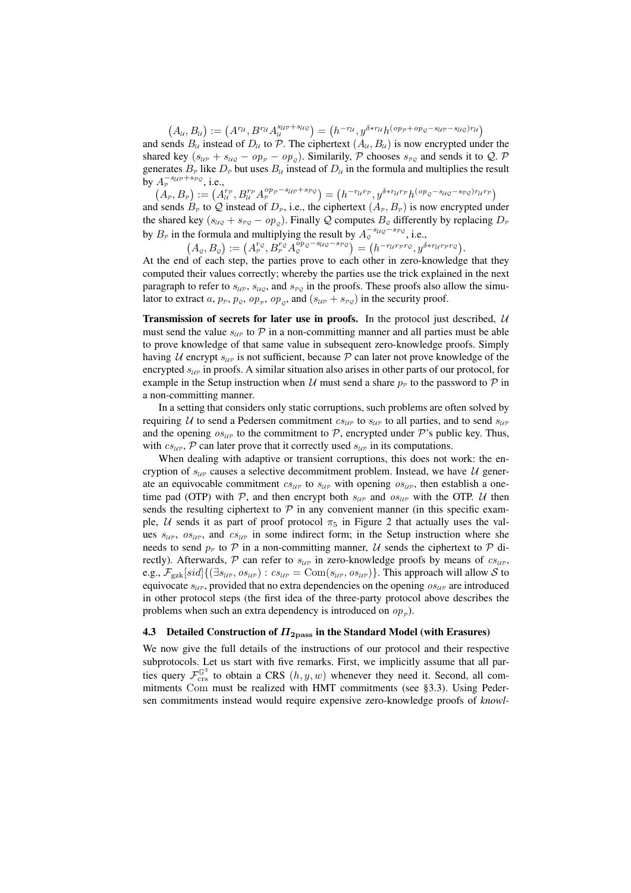$$\left(A_{\mathcal{U}}, B_{\mathcal{U}}\right) := \left(A^{r_{\mathcal{U}}}, B^{r_{\mathcal{U}}} A_{\mathcal{U}}^{s_{\mathcal{UP}}+s_{\mathcal{UQ}}}\right) = \left(h^{-r_{\mathcal{U}}}, y^{\delta * r_{\mathcal{U}}} h^{(op_{\mathcal{P}}+op_{\mathcal{Q}}-s_{\mathcal{UP}}-s_{\mathcal{UQ}})r_{\mathcal{U}}}\right)$$

and sends $B_{\mathcal{U}}$ instead of $D_{\mathcal{U}}$ to $\mathcal{P}$. The ciphertext $(A_{\mathcal{U}}, B_{\mathcal{U}})$ is now encrypted under the shared key $(s_{\mathcal{UP}} + s_{\mathcal{UQ}} - op_{\mathcal{P}} - op_{\mathcal{Q}})$. Similarily, $\mathcal{P}$ chooses $s_{\mathcal{PQ}}$ and sends it to $\mathcal{Q}$. $\mathcal{P}$ generates $B_{\mathcal{P}}$ like $D_{\mathcal{P}}$ but uses $B_{\mathcal{U}}$ instead of $D_{\mathcal{U}}$ in the formula and multiplies the result by $A_{\mathcal{P}}^{-s_{\mathcal{UP}}+s_{\mathcal{PQ}}}$, i.e.,

$$\left(A_{\mathcal{P}}, B_{\mathcal{P}}\right) := \left(A_{\mathcal{U}}^{r_{\mathcal{P}}}, B_{\mathcal{U}}^{r_{\mathcal{P}}} A_{\mathcal{P}}^{op_{\mathcal{P}}-s_{\mathcal{UP}}+s_{\mathcal{PQ}}}\right) = \left(h^{-r_{\mathcal{U}} r_{\mathcal{P}}}, y^{\delta * r_{\mathcal{U}} r_{\mathcal{P}}} h^{(op_{\mathcal{Q}}-s_{\mathcal{UQ}}-s_{\mathcal{PQ}})r_{\mathcal{U}} r_{\mathcal{P}}}\right)$$

and sends $B_{\mathcal{P}}$ to $\mathcal{Q}$ instead of $D_{\mathcal{P}}$, i.e., the ciphertext $(A_{\mathcal{P}}, B_{\mathcal{P}})$ is now encrypted under the shared key $(s_{\mathcal{UQ}} + s_{\mathcal{PQ}} - op_{\mathcal{Q}})$. Finally $\mathcal{Q}$ computes $B_{\mathcal{Q}}$ differently by replacing $D_{\mathcal{P}}$ by $B_{\mathcal{P}}$ in the formula and multiplying the result by $A_{\mathcal{Q}}^{-s_{\mathcal{UQ}}-s_{\mathcal{PQ}}}$, i.e.,

$$\left(A_{\mathcal{Q}}, B_{\mathcal{Q}}\right) := \left(A_{\mathcal{P}}^{r_{\mathcal{Q}}}, B_{\mathcal{P}}^{r_{\mathcal{Q}}} A_{\mathcal{Q}}^{op_{\mathcal{Q}}-s_{\mathcal{UQ}}-s_{\mathcal{PQ}}}\right) = \left(h^{-r_{\mathcal{U}} r_{\mathcal{P}} r_{\mathcal{Q}}}, y^{\delta * r_{\mathcal{U}} r_{\mathcal{P}} r_{\mathcal{Q}}}\right).$$

At the end of each step, the parties prove to each other in zero-knowledge that they computed their values correctly; whereby the parties use the trick explained in the next paragraph to refer to $s_{\mathcal{UP}}$, $s_{\mathcal{UQ}}$, and $s_{\mathcal{PQ}}$ in the proofs. These proofs also allow the simulator to extract $a$, $p_{\mathcal{P}}$, $p_{\mathcal{Q}}$, $op_{\mathcal{P}}$, $op_{\mathcal{Q}}$, and $(s_{\mathcal{UP}} + s_{\mathcal{PQ}})$ in the security proof.

**Transmission of secrets for later use in proofs.** In the protocol just described, $\mathcal{U}$ must send the value $s_{\mathcal{UP}}$ to $\mathcal{P}$ in a non-committing manner and all parties must be able to prove knowledge of that same value in subsequent zero-knowledge proofs. Simply having $\mathcal{U}$ encrypt $s_{\mathcal{UP}}$ is not sufficient, because $\mathcal{P}$ can later not prove knowledge of the encrypted $s_{\mathcal{UP}}$ in proofs. A similar situation also arises in other parts of our protocol, for example in the Setup instruction when $\mathcal{U}$ must send a share $p_{\mathcal{P}}$ to the password to $\mathcal{P}$ in a non-committing manner.

In a setting that considers only static corruptions, such problems are often solved by requiring $\mathcal{U}$ to send a Pedersen commitment $cs_{\mathcal{UP}}$ to $s_{\mathcal{UP}}$ to all parties, and to send $s_{\mathcal{UP}}$ and the opening $os_{\mathcal{UP}}$ to the commitment to $\mathcal{P}$, encrypted under $\mathcal{P}$'s public key. Thus, with $cs_{\mathcal{UP}}$, $\mathcal{P}$ can later prove that it correctly used $s_{\mathcal{UP}}$ in its computations.

When dealing with adaptive or transient corruptions, this does not work: the encryption of $s_{\mathcal{UP}}$ causes a selective decommitment problem. Instead, we have $\mathcal{U}$ generate an equivocable commitment $cs_{\mathcal{UP}}$ to $s_{\mathcal{UP}}$ with opening $os_{\mathcal{UP}}$, then establish a one-time pad (OTP) with $\mathcal{P}$, and then encrypt both $s_{\mathcal{UP}}$ and $os_{\mathcal{UP}}$ with the OTP. $\mathcal{U}$ then sends the resulting ciphertext to $\mathcal{P}$ in any convenient manner (in this specific example, $\mathcal{U}$ sends it as part of proof protocol $\pi_5$ in Figure 2 that actually uses the values $s_{\mathcal{UP}}$, $os_{\mathcal{UP}}$, and $cs_{\mathcal{UP}}$ in some indirect form; in the Setup instruction where she needs to send $p_{\mathcal{P}}$ to $\mathcal{P}$ in a non-committing manner, $\mathcal{U}$ sends the ciphertext to $\mathcal{P}$ directly). Afterwards, $\mathcal{P}$ can refer to $s_{\mathcal{UP}}$ in zero-knowledge proofs by means of $cs_{\mathcal{UP}}$, e.g., $\mathcal{F}_{\text{gzk}}[sid]\{(\exists s_{\mathcal{UP}}, os_{\mathcal{UP}}) : cs_{\mathcal{UP}} = \text{Com}(s_{\mathcal{UP}}, os_{\mathcal{UP}})\}$. This approach will allow $\mathcal{S}$ to equivocate $s_{\mathcal{UP}}$, provided that no extra dependencies on the opening $os_{\mathcal{UP}}$ are introduced in other protocol steps (the first idea of the three-party protocol above describes the problems when such an extra dependency is introduced on $op_{\mathcal{P}}$).

### 4.3 Detailed Construction of $\Pi_{\mathbf{2pass}}$ in the Standard Model (with Erasures)

We now give the full details of the instructions of our protocol and their respective subprotocols. Let us start with five remarks. First, we implicitly assume that all parties query $\mathcal{F}_{\text{crs}}^{\mathbb{G}^3}$ to obtain a CRS $(h, y, w)$ whenever they need it. Second, all commitments Com must be realized with HMT commitments (see §3.3). Using Pedersen commitments instead would require expensive zero-knowledge proofs of *knowl-*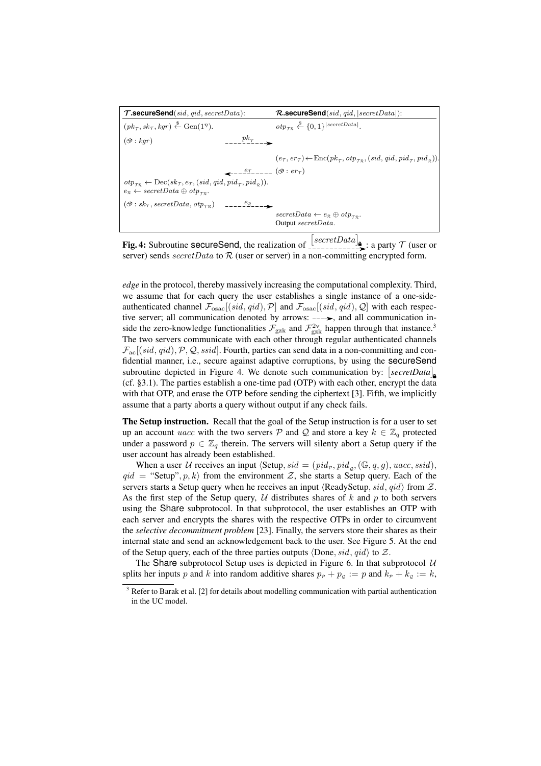| $\mathcal{T}$.**secureSend**$(sid, qid, secretData)$: | | $\mathcal{R}$.**secureSend**$(sid, qid, \lvert secretData \rvert)$: |
|---|---|---|
| $(pk_{\mathcal{T}}, sk_{\mathcal{T}}, kgr) \xleftarrow{\$} \mathrm{Gen}(1^\eta)$. | | $otp_{\mathcal{TR}} \xleftarrow{\$} \{0,1\}^{\lvert secretData \rvert}$. |
| $(\oslash : kgr)$ | $\xrightarrow{pk_{\mathcal{T}}}$ | |
| | | $(e_{\mathcal{T}}, er_{\mathcal{T}}) \leftarrow \mathrm{Enc}(pk_{\mathcal{T}}, otp_{\mathcal{TR}}, (sid, qid, pid_{\mathcal{T}}, pid_{\mathcal{R}}))$. |
| | $\xleftarrow{e_{\mathcal{T}}}$ | $(\oslash : er_{\mathcal{T}})$ |
| $otp_{\mathcal{TR}} \leftarrow \mathrm{Dec}(sk_{\mathcal{T}}, e_{\mathcal{T}}, (sid, qid, pid_{\mathcal{T}}, pid_{\mathcal{R}}))$. $e_{\mathcal{R}} \leftarrow secretData \oplus otp_{\mathcal{TR}}$. | | |
| $(\oslash : sk_{\mathcal{T}}, secretData, otp_{\mathcal{TR}})$ | $\xrightarrow{e_{\mathcal{R}}}$ | |
| | | $secretData \leftarrow e_{\mathcal{R}} \oplus otp_{\mathcal{TR}}$. Output $secretData$. |

**Fig. 4:** Subroutine secureSend, the realization of $\xrightarrow{[secretData]_{🔒}}$: a party $\mathcal{T}$ (user or server) sends $secretData$ to $\mathcal{R}$ (user or server) in a non-committing encrypted form.

*edge* in the protocol, thereby massively increasing the computational complexity. Third, we assume that for each query the user establishes a single instance of a one-side-authenticated channel $\mathcal{F}_{\mathrm{osac}}[(sid, qid), \mathcal{P}]$ and $\mathcal{F}_{\mathrm{osac}}[(sid, qid), \mathcal{Q}]$ with each respective server; all communication denoted by arrows: $\dashrightarrow$, and all communication inside the zero-knowledge functionalities $\mathcal{F}_{\mathrm{gzk}}$ and $\mathcal{F}_{\mathrm{gzk}}^{2\mathrm{v}}$ happen through that instance.[3] The two servers communicate with each other through regular authenticated channels $\mathcal{F}_{\mathrm{ac}}[(sid, qid), \mathcal{P}, \mathcal{Q}, ssid]$. Fourth, parties can send data in a non-committing and confidential manner, i.e., secure against adaptive corruptions, by using the secureSend subroutine depicted in Figure 4. We denote such communication by: $[secretData]_{🔒}$ (cf. §3.1). The parties establish a one-time pad (OTP) with each other, encrypt the data with that OTP, and erase the OTP before sending the ciphertext [3]. Fifth, we implicitly assume that a party aborts a query without output if any check fails.

**The Setup instruction.** Recall that the goal of the Setup instruction is for a user to set up an account $uacc$ with the two servers $\mathcal{P}$ and $\mathcal{Q}$ and store a key $k \in \mathbb{Z}_q$ protected under a password $p \in \mathbb{Z}_q$ therein. The servers will silenty abort a Setup query if the user account has already been established.

When a user $\mathcal{U}$ receives an input $\langle \text{Setup}, sid = (pid_{\mathcal{P}}, pid_{\mathcal{Q}}, (\mathbb{G}, q, g), uacc, ssid), qid = \text{“Setup”}, p, k\rangle$ from the environment $\mathcal{Z}$, she starts a Setup query. Each of the servers starts a Setup query when he receives an input $\langle \text{ReadySetup}, sid, qid\rangle$ from $\mathcal{Z}$. As the first step of the Setup query, $\mathcal{U}$ distributes shares of $k$ and $p$ to both servers using the Share subprotocol. In that subprotocol, the user establishes an OTP with each server and encrypts the shares with the respective OTPs in order to circumvent the *selective decommitment problem* [23]. Finally, the servers store their shares as their internal state and send an acknowledgement back to the user. See Figure 5. At the end of the Setup query, each of the three parties outputs $\langle \text{Done}, sid, qid\rangle$ to $\mathcal{Z}$.

The Share subprotocol Setup uses is depicted in Figure 6. In that subprotocol $\mathcal{U}$ splits her inputs $p$ and $k$ into random additive shares $p_{\mathcal{P}} + p_{\mathcal{Q}} := p$ and $k_{\mathcal{P}} + k_{\mathcal{Q}} := k$,

[3] Refer to Barak et al. [2] for details about modelling communication with partial authentication in the UC model.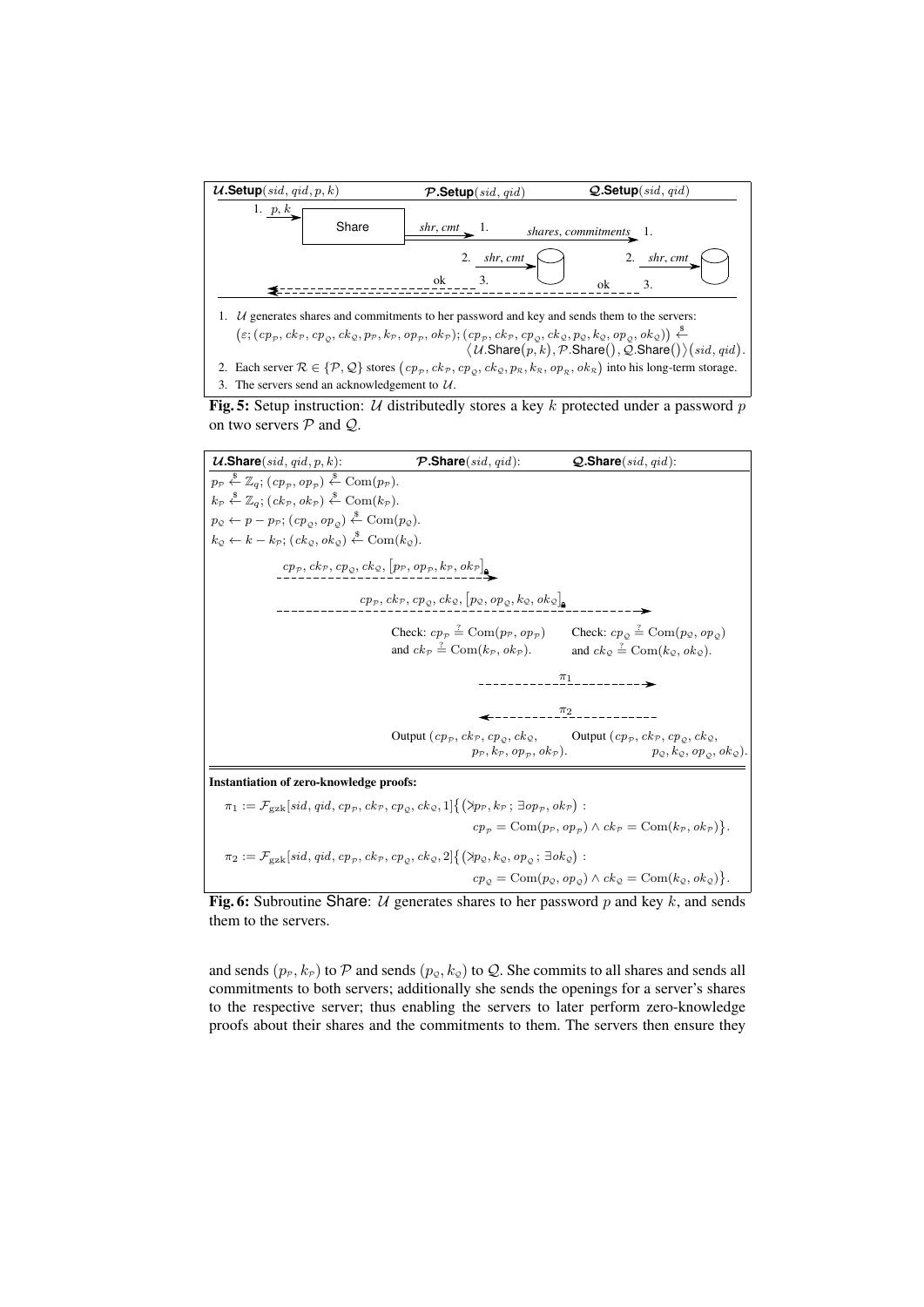**$\mathcal{U}$.Setup**$(sid, qid, p, k)$ | **$\mathcal{P}$.Setup**$(sid, qid)$ | **$\mathcal{Q}$.Setup**$(sid, qid)$

1. $\mathcal{U}$ generates shares and commitments to her password and key and sends them to the servers:
$$\big(\varepsilon; (cp_{\mathcal{P}}, ck_{\mathcal{P}}, cp_{\mathcal{Q}}, ck_{\mathcal{Q}}, p_{\mathcal{P}}, k_{\mathcal{P}}, op_{\mathcal{P}}, ok_{\mathcal{P}}); (cp_{\mathcal{P}}, ck_{\mathcal{P}}, cp_{\mathcal{Q}}, ck_{\mathcal{Q}}, p_{\mathcal{Q}}, k_{\mathcal{Q}}, op_{\mathcal{Q}}, ok_{\mathcal{Q}})\big) \xleftarrow{\$} \big\langle \mathcal{U}.\mathsf{Share}(p, k), \mathcal{P}.\mathsf{Share}(), \mathcal{Q}.\mathsf{Share}()\big\rangle(sid, qid).$$
2. Each server $\mathcal{R} \in \{\mathcal{P}, \mathcal{Q}\}$ stores $\big(cp_{\mathcal{P}}, ck_{\mathcal{P}}, cp_{\mathcal{Q}}, ck_{\mathcal{Q}}, p_{\mathcal{R}}, k_{\mathcal{R}}, op_{\mathcal{R}}, ok_{\mathcal{R}}\big)$ into his long-term storage.
3. The servers send an acknowledgement to $\mathcal{U}$.

**Fig. 5:** Setup instruction: $\mathcal{U}$ distributedly stores a key $k$ protected under a password $p$ on two servers $\mathcal{P}$ and $\mathcal{Q}$.

**$\mathcal{U}$.Share**$(sid, qid, p, k)$: | **$\mathcal{P}$.Share**$(sid, qid)$: | **$\mathcal{Q}$.Share**$(sid, qid)$:

$p_{\mathcal{P}} \xleftarrow{\$} \mathbb{Z}_q$; $(cp_{\mathcal{P}}, op_{\mathcal{P}}) \xleftarrow{\$} \mathrm{Com}(p_{\mathcal{P}})$.
$k_{\mathcal{P}} \xleftarrow{\$} \mathbb{Z}_q$; $(ck_{\mathcal{P}}, ok_{\mathcal{P}}) \xleftarrow{\$} \mathrm{Com}(k_{\mathcal{P}})$.
$p_{\mathcal{Q}} \leftarrow p - p_{\mathcal{P}}$; $(cp_{\mathcal{Q}}, op_{\mathcal{Q}}) \xleftarrow{\$} \mathrm{Com}(p_{\mathcal{Q}})$.
$k_{\mathcal{Q}} \leftarrow k - k_{\mathcal{P}}$; $(ck_{\mathcal{Q}}, ok_{\mathcal{Q}}) \xleftarrow{\$} \mathrm{Com}(k_{\mathcal{Q}})$.

$\mathcal{U} \to \mathcal{P}$: $cp_{\mathcal{P}}, ck_{\mathcal{P}}, cp_{\mathcal{Q}}, ck_{\mathcal{Q}}, [p_{\mathcal{P}}, op_{\mathcal{P}}, k_{\mathcal{P}}, ok_{\mathcal{P}}]$

$\mathcal{U} \to \mathcal{Q}$: $cp_{\mathcal{P}}, ck_{\mathcal{P}}, cp_{\mathcal{Q}}, ck_{\mathcal{Q}}, [p_{\mathcal{Q}}, op_{\mathcal{Q}}, k_{\mathcal{Q}}, ok_{\mathcal{Q}}]$

$\mathcal{P}$: Check: $cp_{\mathcal{P}} \stackrel{?}{=} \mathrm{Com}(p_{\mathcal{P}}, op_{\mathcal{P}})$ and $ck_{\mathcal{P}} \stackrel{?}{=} \mathrm{Com}(k_{\mathcal{P}}, ok_{\mathcal{P}})$.
$\mathcal{Q}$: Check: $cp_{\mathcal{Q}} \stackrel{?}{=} \mathrm{Com}(p_{\mathcal{Q}}, op_{\mathcal{Q}})$ and $ck_{\mathcal{Q}} \stackrel{?}{=} \mathrm{Com}(k_{\mathcal{Q}}, ok_{\mathcal{Q}})$.

$\mathcal{P} \to \mathcal{Q}$: $\pi_1$
$\mathcal{Q} \to \mathcal{P}$: $\pi_2$

$\mathcal{P}$: Output $(cp_{\mathcal{P}}, ck_{\mathcal{P}}, cp_{\mathcal{Q}}, ck_{\mathcal{Q}}, p_{\mathcal{P}}, k_{\mathcal{P}}, op_{\mathcal{P}}, ok_{\mathcal{P}})$.
$\mathcal{Q}$: Output $(cp_{\mathcal{P}}, ck_{\mathcal{P}}, cp_{\mathcal{Q}}, ck_{\mathcal{Q}}, p_{\mathcal{Q}}, k_{\mathcal{Q}}, op_{\mathcal{Q}}, ok_{\mathcal{Q}})$.

**Instantiation of zero-knowledge proofs:**

$$\pi_1 := \mathcal{F}_{\mathrm{gzk}}[sid, qid, cp_{\mathcal{P}}, ck_{\mathcal{P}}, cp_{\mathcal{Q}}, ck_{\mathcal{Q}}, 1]\big\{\big(\rtimes p_{\mathcal{P}}, k_{\mathcal{P}}\,; \exists op_{\mathcal{P}}, ok_{\mathcal{P}}\big) : cp_{\mathcal{P}} = \mathrm{Com}(p_{\mathcal{P}}, op_{\mathcal{P}}) \wedge ck_{\mathcal{P}} = \mathrm{Com}(k_{\mathcal{P}}, ok_{\mathcal{P}})\big\}.$$

$$\pi_2 := \mathcal{F}_{\mathrm{gzk}}[sid, qid, cp_{\mathcal{P}}, ck_{\mathcal{P}}, cp_{\mathcal{Q}}, ck_{\mathcal{Q}}, 2]\big\{\big(\rtimes p_{\mathcal{Q}}, k_{\mathcal{Q}}, op_{\mathcal{Q}}\,; \exists ok_{\mathcal{Q}}\big) : cp_{\mathcal{Q}} = \mathrm{Com}(p_{\mathcal{Q}}, op_{\mathcal{Q}}) \wedge ck_{\mathcal{Q}} = \mathrm{Com}(k_{\mathcal{Q}}, ok_{\mathcal{Q}})\big\}.$$

**Fig. 6:** Subroutine Share: $\mathcal{U}$ generates shares to her password $p$ and key $k$, and sends them to the servers.

and sends $(p_{\mathcal{P}}, k_{\mathcal{P}})$ to $\mathcal{P}$ and sends $(p_{\mathcal{Q}}, k_{\mathcal{Q}})$ to $\mathcal{Q}$. She commits to all shares and sends all commitments to both servers; additionally she sends the openings for a server's shares to the respective server; thus enabling the servers to later perform zero-knowledge proofs about their shares and the commitments to them. The servers then ensure they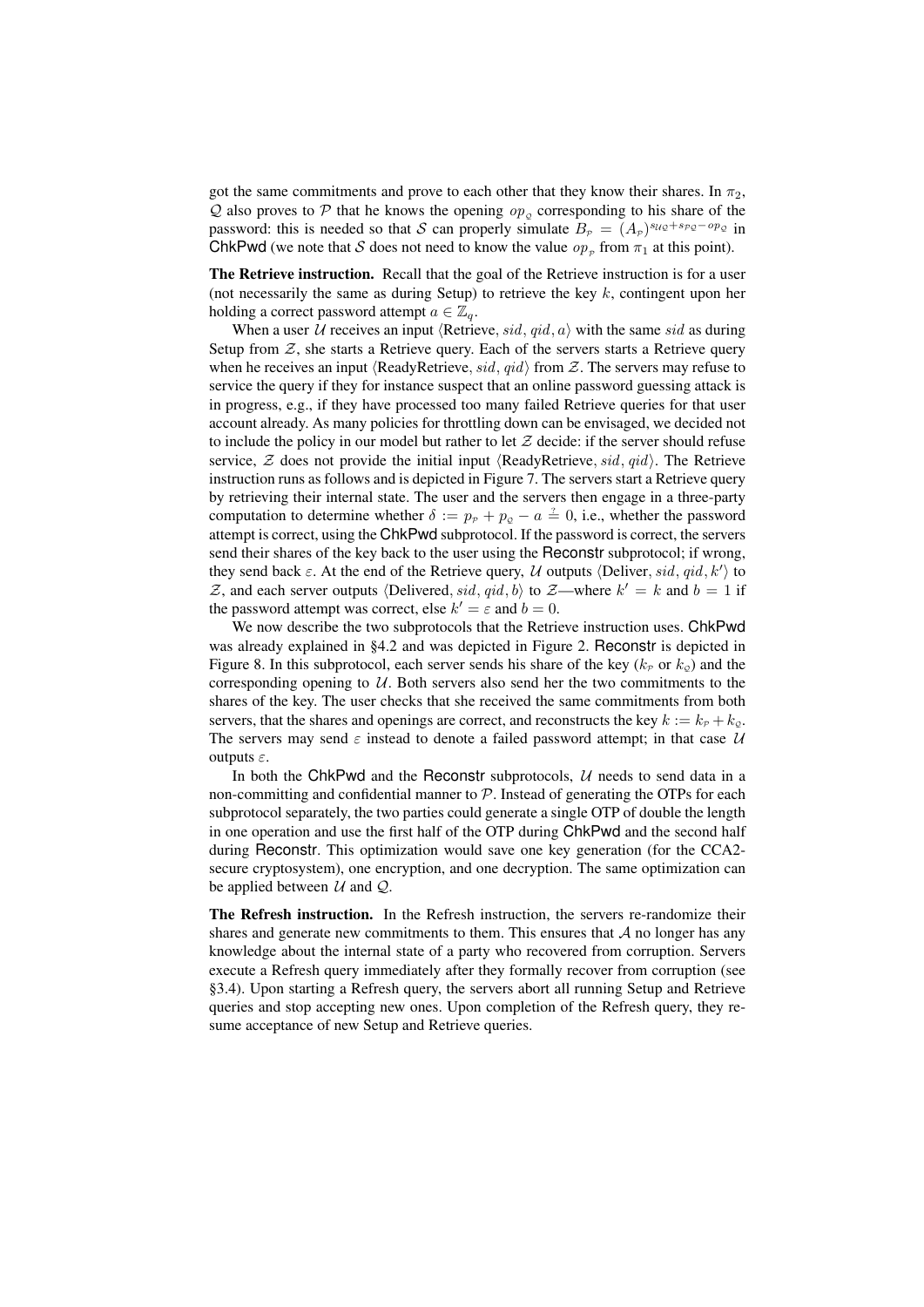got the same commitments and prove to each other that they know their shares. In $\pi_2$, $\mathcal{Q}$ also proves to $\mathcal{P}$ that he knows the opening $op_{\mathcal{Q}}$ corresponding to his share of the password: this is needed so that $\mathcal{S}$ can properly simulate $B_{\mathcal{P}} = (A_{\mathcal{P}})^{s_{U\mathcal{Q}}+s_{\mathcal{P}\mathcal{Q}}-op_{\mathcal{Q}}}$ in ChkPwd (we note that $\mathcal{S}$ does not need to know the value $op_{\mathcal{P}}$ from $\pi_1$ at this point).

**The Retrieve instruction.** Recall that the goal of the Retrieve instruction is for a user (not necessarily the same as during Setup) to retrieve the key $k$, contingent upon her holding a correct password attempt $a \in \mathbb{Z}_q$.

When a user $\mathcal{U}$ receives an input $\langle \text{Retrieve}, sid, qid, a\rangle$ with the same $sid$ as during Setup from $\mathcal{Z}$, she starts a Retrieve query. Each of the servers starts a Retrieve query when he receives an input $\langle \text{ReadyRetrieve}, sid, qid\rangle$ from $\mathcal{Z}$. The servers may refuse to service the query if they for instance suspect that an online password guessing attack is in progress, e.g., if they have processed too many failed Retrieve queries for that user account already. As many policies for throttling down can be envisaged, we decided not to include the policy in our model but rather to let $\mathcal{Z}$ decide: if the server should refuse service, $\mathcal{Z}$ does not provide the initial input $\langle \text{ReadyRetrieve}, sid, qid\rangle$. The Retrieve instruction runs as follows and is depicted in Figure 7. The servers start a Retrieve query by retrieving their internal state. The user and the servers then engage in a three-party computation to determine whether $\delta := p_{\mathcal{P}} + p_{\mathcal{Q}} - a \stackrel{?}{=} 0$, i.e., whether the password attempt is correct, using the ChkPwd subprotocol. If the password is correct, the servers send their shares of the key back to the user using the Reconstr subprotocol; if wrong, they send back $\varepsilon$. At the end of the Retrieve query, $\mathcal{U}$ outputs $\langle \text{Deliver}, sid, qid, k'\rangle$ to $\mathcal{Z}$, and each server outputs $\langle \text{Delivered}, sid, qid, b\rangle$ to $\mathcal{Z}$—where $k' = k$ and $b = 1$ if the password attempt was correct, else $k' = \varepsilon$ and $b = 0$.

We now describe the two subprotocols that the Retrieve instruction uses. ChkPwd was already explained in §4.2 and was depicted in Figure 2. Reconstr is depicted in Figure 8. In this subprotocol, each server sends his share of the key ($k_{\mathcal{P}}$ or $k_{\mathcal{Q}}$) and the corresponding opening to $\mathcal{U}$. Both servers also send her the two commitments to the shares of the key. The user checks that she received the same commitments from both servers, that the shares and openings are correct, and reconstructs the key $k := k_{\mathcal{P}} + k_{\mathcal{Q}}$. The servers may send $\varepsilon$ instead to denote a failed password attempt; in that case $\mathcal{U}$ outputs $\varepsilon$.

In both the ChkPwd and the Reconstr subprotocols, $\mathcal{U}$ needs to send data in a non-committing and confidential manner to $\mathcal{P}$. Instead of generating the OTPs for each subprotocol separately, the two parties could generate a single OTP of double the length in one operation and use the first half of the OTP during ChkPwd and the second half during Reconstr. This optimization would save one key generation (for the CCA2-secure cryptosystem), one encryption, and one decryption. The same optimization can be applied between $\mathcal{U}$ and $\mathcal{Q}$.

**The Refresh instruction.** In the Refresh instruction, the servers re-randomize their shares and generate new commitments to them. This ensures that $\mathcal{A}$ no longer has any knowledge about the internal state of a party who recovered from corruption. Servers execute a Refresh query immediately after they formally recover from corruption (see §3.4). Upon starting a Refresh query, the servers abort all running Setup and Retrieve queries and stop accepting new ones. Upon completion of the Refresh query, they resume acceptance of new Setup and Retrieve queries.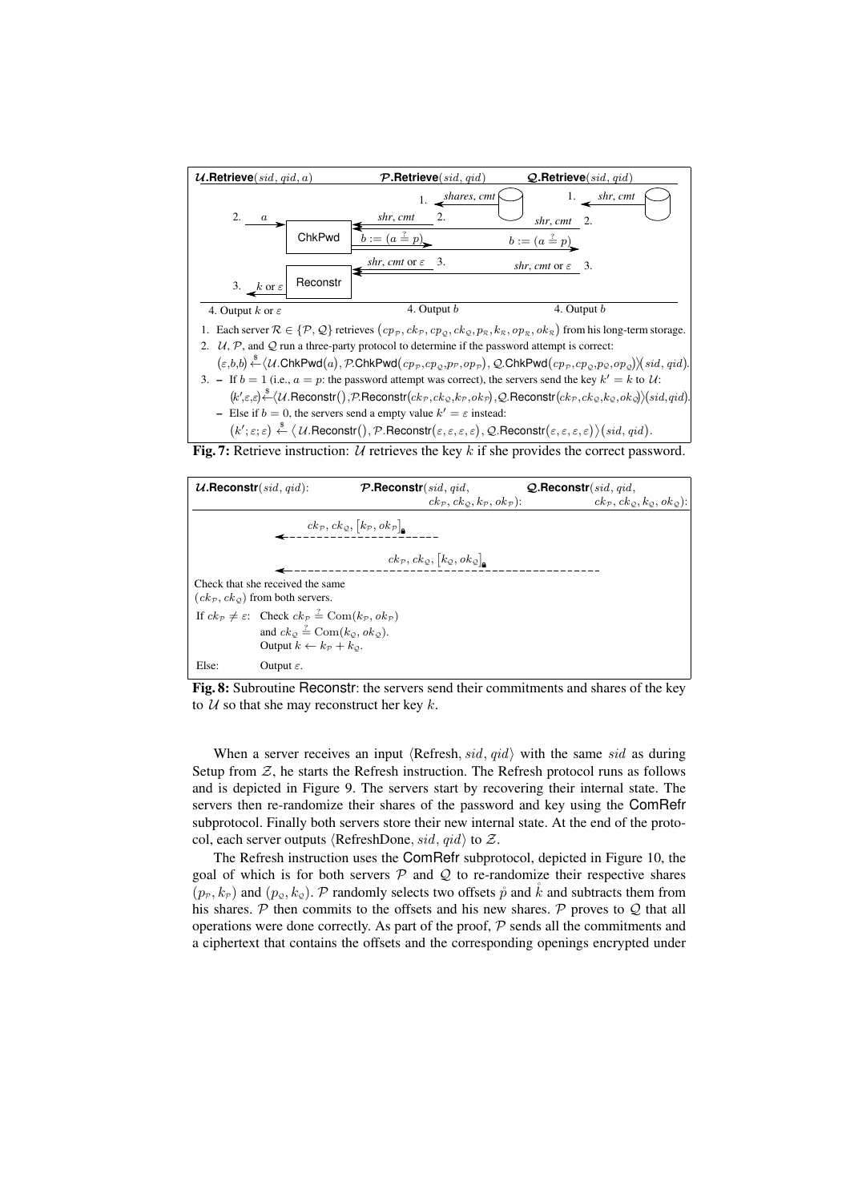**$\mathcal{U}$.Retrieve**$(sid, qid, a)$ | **$\mathcal{P}$.Retrieve**$(sid, qid)$ | **$\mathcal{Q}$.Retrieve**$(sid, qid)$

1. $\mathcal{P}$: *shares, cmt* ← storage; $\mathcal{Q}$: *shr, cmt* ← storage
2. $\mathcal{U}$: $a$ → ChkPwd ← *shr, cmt* ($\mathcal{P}$), *shr, cmt* ($\mathcal{Q}$); ChkPwd → $b := (a \stackrel{?}{=} p)$ to $\mathcal{P}$ and $\mathcal{Q}$
3. Reconstr ← *shr, cmt* or $\varepsilon$ ($\mathcal{P}$), *shr, cmt* or $\varepsilon$ ($\mathcal{Q}$); Reconstr → $k$ or $\varepsilon$ to $\mathcal{U}$
4. $\mathcal{U}$: Output $k$ or $\varepsilon$; $\mathcal{P}$: Output $b$; $\mathcal{Q}$: Output $b$

1. Each server $\mathcal{R} \in \{\mathcal{P}, \mathcal{Q}\}$ retrieves $(cp_{\mathcal{P}}, ck_{\mathcal{P}}, cp_{\mathcal{Q}}, ck_{\mathcal{Q}}, p_{\mathcal{R}}, k_{\mathcal{R}}, op_{\mathcal{R}}, ok_{\mathcal{R}})$ from his long-term storage.
2. $\mathcal{U}$, $\mathcal{P}$, and $\mathcal{Q}$ run a three-party protocol to determine if the password attempt is correct:
   $(\varepsilon, b, b) \stackrel{\$}{\leftarrow} \langle \mathcal{U}.\mathsf{ChkPwd}(a), \mathcal{P}.\mathsf{ChkPwd}(cp_{\mathcal{P}}, cp_{\mathcal{Q}}, p_{\mathcal{P}}, op_{\mathcal{P}}), \mathcal{Q}.\mathsf{ChkPwd}(cp_{\mathcal{P}}, cp_{\mathcal{Q}}, p_{\mathcal{Q}}, op_{\mathcal{Q}}) \rangle (sid, qid)$.
3. – If $b = 1$ (i.e., $a = p$: the password attempt was correct), the servers send the key $k' = k$ to $\mathcal{U}$:
   $(k', \varepsilon, \varepsilon) \stackrel{\$}{\leftarrow} \langle \mathcal{U}.\mathsf{Reconstr}(), \mathcal{P}.\mathsf{Reconstr}(ck_{\mathcal{P}}, ck_{\mathcal{Q}}, k_{\mathcal{P}}, ok_{\mathcal{P}}), \mathcal{Q}.\mathsf{Reconstr}(ck_{\mathcal{P}}, ck_{\mathcal{Q}}, k_{\mathcal{Q}}, ok_{\mathcal{Q}}) \rangle (sid, qid)$.
   – Else if $b = 0$, the servers send a empty value $k' = \varepsilon$ instead:
   $(k'; \varepsilon; \varepsilon) \stackrel{\$}{\leftarrow} \langle \mathcal{U}.\mathsf{Reconstr}(), \mathcal{P}.\mathsf{Reconstr}(\varepsilon, \varepsilon, \varepsilon, \varepsilon), \mathcal{Q}.\mathsf{Reconstr}(\varepsilon, \varepsilon, \varepsilon, \varepsilon) \rangle (sid, qid)$.

**Fig. 7:** Retrieve instruction: $\mathcal{U}$ retrieves the key $k$ if she provides the correct password.

**$\mathcal{U}$.Reconstr**$(sid, qid)$: | **$\mathcal{P}$.Reconstr**$(sid, qid, ck_{\mathcal{P}}, ck_{\mathcal{Q}}, k_{\mathcal{P}}, ok_{\mathcal{P}})$: | **$\mathcal{Q}$.Reconstr**$(sid, qid, ck_{\mathcal{P}}, ck_{\mathcal{Q}}, k_{\mathcal{Q}}, ok_{\mathcal{Q}})$:

$\mathcal{P} \rightarrow \mathcal{U}$: $ck_{\mathcal{P}}, ck_{\mathcal{Q}}, [k_{\mathcal{P}}, ok_{\mathcal{P}}]$ (secure)

$\mathcal{Q} \rightarrow \mathcal{U}$: $ck_{\mathcal{P}}, ck_{\mathcal{Q}}, [k_{\mathcal{Q}}, ok_{\mathcal{Q}}]$ (secure)

Check that she received the same $(ck_{\mathcal{P}}, ck_{\mathcal{Q}})$ from both servers.

If $ck_{\mathcal{P}} \neq \varepsilon$: Check $ck_{\mathcal{P}} \stackrel{?}{=} \mathrm{Com}(k_{\mathcal{P}}, ok_{\mathcal{P}})$ and $ck_{\mathcal{Q}} \stackrel{?}{=} \mathrm{Com}(k_{\mathcal{Q}}, ok_{\mathcal{Q}})$.
Output $k \leftarrow k_{\mathcal{P}} + k_{\mathcal{Q}}$.

Else: Output $\varepsilon$.

**Fig. 8:** Subroutine Reconstr: the servers send their commitments and shares of the key to $\mathcal{U}$ so that she may reconstruct her key $k$.

When a server receives an input $\langle$Refresh, $sid$, $qid\rangle$ with the same $sid$ as during Setup from $\mathcal{Z}$, he starts the Refresh instruction. The Refresh protocol runs as follows and is depicted in Figure 9. The servers start by recovering their internal state. The servers then re-randomize their shares of the password and key using the ComRefr subprotocol. Finally both servers store their new internal state. At the end of the protocol, each server outputs $\langle$RefreshDone, $sid$, $qid\rangle$ to $\mathcal{Z}$.

The Refresh instruction uses the ComRefr subprotocol, depicted in Figure 10, the goal of which is for both servers $\mathcal{P}$ and $\mathcal{Q}$ to re-randomize their respective shares $(p_{\mathcal{P}}, k_{\mathcal{P}})$ and $(p_{\mathcal{Q}}, k_{\mathcal{Q}})$. $\mathcal{P}$ randomly selects two offsets $\mathring{p}$ and $\mathring{k}$ and subtracts them from his shares. $\mathcal{P}$ then commits to the offsets and his new shares. $\mathcal{P}$ proves to $\mathcal{Q}$ that all operations were done correctly. As part of the proof, $\mathcal{P}$ sends all the commitments and a ciphertext that contains the offsets and the corresponding openings encrypted under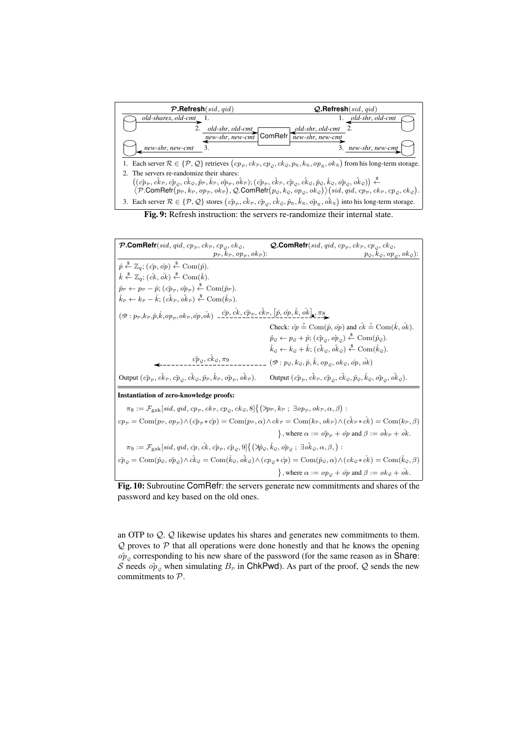**$\mathcal{P}$.Refresh**$(sid, qid)$ | **$\mathcal{Q}$.Refresh**$(sid, qid)$

(Diagram: each server retrieves *old-shares, old-cmt* / *old-shr, old-cmt* from storage (1), passes *old-shr, old-cmt* to ComRefr and receives *new-shr, new-cmt* (2), and stores *new-shr, new-cmt* (3).)

1. Each server $\mathcal{R} \in \{\mathcal{P}, \mathcal{Q}\}$ retrieves $(cp_{\mathcal{P}}, ck_{\mathcal{P}}, cp_{\mathcal{Q}}, ck_{\mathcal{Q}}, p_{\mathcal{R}}, k_{\mathcal{R}}, op_{\mathcal{R}}, ok_{\mathcal{R}})$ from his long-term storage.
2. The servers re-randomize their shares:
$\big((\hat{cp}_{\mathcal{P}}, \hat{ck}_{\mathcal{P}}, \hat{cp}_{\mathcal{Q}}, \hat{ck}_{\mathcal{Q}}, \hat{p}_{\mathcal{P}}, \hat{k}_{\mathcal{P}}, \hat{op}_{\mathcal{P}}, \hat{ok}_{\mathcal{P}}); (\hat{cp}_{\mathcal{P}}, \hat{ck}_{\mathcal{P}}, \hat{cp}_{\mathcal{Q}}, \hat{ck}_{\mathcal{Q}}, \hat{p}_{\mathcal{Q}}, \hat{k}_{\mathcal{Q}}, \hat{op}_{\mathcal{Q}}, \hat{ok}_{\mathcal{Q}})\big) \xleftarrow{\$}$
$\big\langle \mathcal{P}.\mathsf{ComRefr}(p_{\mathcal{P}}, k_{\mathcal{P}}, op_{\mathcal{P}}, ok_{\mathcal{P}}), \mathcal{Q}.\mathsf{ComRefr}(p_{\mathcal{Q}}, k_{\mathcal{Q}}, op_{\mathcal{Q}}, ok_{\mathcal{Q}})\big\rangle(sid, qid, cp_{\mathcal{P}}, ck_{\mathcal{P}}, cp_{\mathcal{Q}}, ck_{\mathcal{Q}})$.
3. Each server $\mathcal{R} \in \{\mathcal{P}, \mathcal{Q}\}$ stores $(\hat{cp}_{\mathcal{P}}, \hat{ck}_{\mathcal{P}}, \hat{cp}_{\mathcal{Q}}, \hat{ck}_{\mathcal{Q}}, \hat{p}_{\mathcal{R}}, \hat{k}_{\mathcal{R}}, \hat{op}_{\mathcal{R}}, \hat{ok}_{\mathcal{R}})$ into his long-term storage.

**Fig. 9:** Refresh instruction: the servers re-randomize their internal state.

**$\mathcal{P}$.ComRefr**$(sid, qid, cp_{\mathcal{P}}, ck_{\mathcal{P}}, cp_{\mathcal{Q}}, ck_{\mathcal{Q}}, p_{\mathcal{P}}, k_{\mathcal{P}}, op_{\mathcal{P}}, ok_{\mathcal{P}})$:

$\mathring{p} \xleftarrow{\$} \mathbb{Z}_q$; $(\mathring{cp}, \mathring{op}) \xleftarrow{\$} \mathrm{Com}(\mathring{p})$.
$\mathring{k} \xleftarrow{\$} \mathbb{Z}_q$; $(\mathring{ck}, \mathring{ok}) \xleftarrow{\$} \mathrm{Com}(\mathring{k})$.
$\hat{p}_{\mathcal{P}} \leftarrow p_{\mathcal{P}} - \mathring{p}$; $(\hat{cp}_{\mathcal{P}}, \hat{op}_{\mathcal{P}}) \xleftarrow{\$} \mathrm{Com}(\hat{p}_{\mathcal{P}})$.
$\hat{k}_{\mathcal{P}} \leftarrow k_{\mathcal{P}} - \mathring{k}$; $(\hat{ck}_{\mathcal{P}}, \hat{ok}_{\mathcal{P}}) \xleftarrow{\$} \mathrm{Com}(\hat{k}_{\mathcal{P}})$.
$(\circledast : p_{\mathcal{P}}, k_{\mathcal{P}}, \mathring{p}, \mathring{k}, op_{\mathcal{P}}, ok_{\mathcal{P}}, \mathring{op}, \mathring{ok})$ — sends $\mathring{cp}, \mathring{ck}, \hat{cp}_{\mathcal{P}}, \hat{ck}_{\mathcal{P}}, [\mathring{p}, \mathring{op}, \mathring{k}, \mathring{ok}]$ (encrypted), $\pi_8$ to $\mathcal{Q}$.

**$\mathcal{Q}$.ComRefr**$(sid, qid, cp_{\mathcal{P}}, ck_{\mathcal{P}}, cp_{\mathcal{Q}}, ck_{\mathcal{Q}}, p_{\mathcal{Q}}, k_{\mathcal{Q}}, op_{\mathcal{Q}}, ok_{\mathcal{Q}})$:

Check: $\mathring{cp} \stackrel{?}{=} \mathrm{Com}(\mathring{p}, \mathring{op})$ and $\mathring{ck} \stackrel{?}{=} \mathrm{Com}(\mathring{k}, \mathring{ok})$.
$\hat{p}_{\mathcal{Q}} \leftarrow p_{\mathcal{Q}} + \mathring{p}$; $(\hat{cp}_{\mathcal{Q}}, \hat{op}_{\mathcal{Q}}) \xleftarrow{\$} \mathrm{Com}(\hat{p}_{\mathcal{Q}})$.
$\hat{k}_{\mathcal{Q}} \leftarrow k_{\mathcal{Q}} + \mathring{k}$; $(\hat{ck}_{\mathcal{Q}}, \hat{ok}_{\mathcal{Q}}) \xleftarrow{\$} \mathrm{Com}(\hat{k}_{\mathcal{Q}})$.
$(\circledast : p_{\mathcal{Q}}, k_{\mathcal{Q}}, \mathring{p}, \mathring{k}, op_{\mathcal{Q}}, ok_{\mathcal{Q}}, \mathring{op}, \mathring{ok})$ — sends $\hat{cp}_{\mathcal{Q}}, \hat{ck}_{\mathcal{Q}}, \pi_9$ to $\mathcal{P}$.

$\mathcal{P}$: Output $(\hat{cp}_{\mathcal{P}}, \hat{ck}_{\mathcal{P}}, \hat{cp}_{\mathcal{Q}}, \hat{ck}_{\mathcal{Q}}, \hat{p}_{\mathcal{P}}, \hat{k}_{\mathcal{P}}, \hat{op}_{\mathcal{P}}, \hat{ok}_{\mathcal{P}})$.
$\mathcal{Q}$: Output $(\hat{cp}_{\mathcal{P}}, \hat{ck}_{\mathcal{P}}, \hat{cp}_{\mathcal{Q}}, \hat{ck}_{\mathcal{Q}}, \hat{p}_{\mathcal{Q}}, \hat{k}_{\mathcal{Q}}, \hat{op}_{\mathcal{Q}}, \hat{ok}_{\mathcal{Q}})$.

**Instantiation of zero-knowledge proofs:**

$\pi_8 := \mathcal{F}_{\mathrm{gzk}}[sid, qid, cp_{\mathcal{P}}, ck_{\mathcal{P}}, cp_{\mathcal{Q}}, ck_{\mathcal{Q}}, 8]\big\{(\rightthreetimes p_{\mathcal{P}}, k_{\mathcal{P}} \,;\, \exists op_{\mathcal{P}}, ok_{\mathcal{P}}, \alpha, \beta) :$
$cp_{\mathcal{P}} = \mathrm{Com}(p_{\mathcal{P}}, op_{\mathcal{P}}) \wedge (\hat{cp}_{\mathcal{P}} * \mathring{cp}) = \mathrm{Com}(p_{\mathcal{P}}, \alpha) \wedge ck_{\mathcal{P}} = \mathrm{Com}(k_{\mathcal{P}}, ok_{\mathcal{P}}) \wedge (\hat{ck}_{\mathcal{P}} * \mathring{ck}) = \mathrm{Com}(k_{\mathcal{P}}, \beta)$
$\big\}$, where $\alpha := \hat{op}_{\mathcal{P}} + \mathring{op}$ and $\beta := \hat{ok}_{\mathcal{P}} + \mathring{ok}$.

$\pi_9 := \mathcal{F}_{\mathrm{gzk}}[sid, qid, \mathring{cp}, \mathring{ck}, \hat{cp}_{\mathcal{P}}, \hat{cp}_{\mathcal{Q}}, 9]\big\{(\rightthreetimes \hat{p}_{\mathcal{Q}}, \hat{k}_{\mathcal{Q}}, \hat{op}_{\mathcal{Q}} \,;\, \exists \hat{ok}_{\mathcal{Q}}, \alpha, \beta,) :$
$\hat{cp}_{\mathcal{Q}} = \mathrm{Com}(\hat{p}_{\mathcal{Q}}, \hat{op}_{\mathcal{Q}}) \wedge \hat{ck}_{\mathcal{Q}} = \mathrm{Com}(\hat{k}_{\mathcal{Q}}, \hat{ok}_{\mathcal{Q}}) \wedge (cp_{\mathcal{Q}} * \mathring{cp}) = \mathrm{Com}(\hat{p}_{\mathcal{Q}}, \alpha) \wedge (ck_{\mathcal{Q}} * \mathring{ck}) = \mathrm{Com}(\hat{k}_{\mathcal{Q}}, \beta)$
$\big\}$, where $\alpha := op_{\mathcal{Q}} + \mathring{op}$ and $\beta := ok_{\mathcal{Q}} + \mathring{ok}$.

**Fig. 10:** Subroutine ComRefr: the servers generate new commitments and shares of the password and key based on the old ones.

an OTP to $\mathcal{Q}$. $\mathcal{Q}$ likewise updates his shares and generates new commitments to them. $\mathcal{Q}$ proves to $\mathcal{P}$ that all operations were done honestly and that he knows the opening $\hat{op}_{\mathcal{Q}}$ corresponding to his new share of the password (for the same reason as in Share: $\mathcal{S}$ needs $\hat{op}_{\mathcal{Q}}$ when simulating $B_{\mathcal{P}}$ in ChkPwd). As part of the proof, $\mathcal{Q}$ sends the new commitments to $\mathcal{P}$.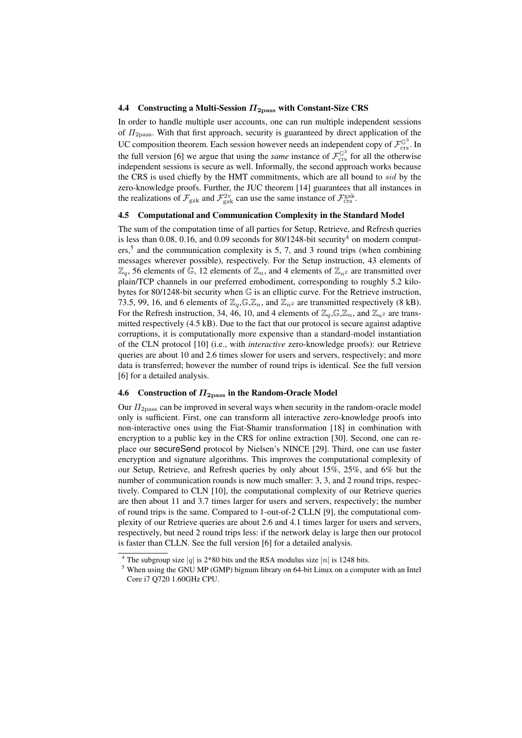### 4.4 Constructing a Multi-Session $\Pi_{\mathbf{2pass}}$ with Constant-Size CRS

In order to handle multiple user accounts, one can run multiple independent sessions of $\Pi_{\text{2pass}}$. With that first approach, security is guaranteed by direct application of the UC composition theorem. Each session however needs an independent copy of $\mathcal{F}_{\text{crs}}^{\mathbb{G}^3}$. In the full version [6] we argue that using the *same* instance of $\mathcal{F}_{\text{crs}}^{\mathbb{G}^3}$ for all the otherwise independent sessions is secure as well. Informally, the second approach works because the CRS is used chiefly by the HMT commitments, which are all bound to $sid$ by the zero-knowledge proofs. Further, the JUC theorem [14] guarantees that all instances in the realizations of $\mathcal{F}_{\text{gzk}}$ and $\mathcal{F}_{\text{gzk}}^{\text{2v}}$ can use the same instance of $\mathcal{F}_{\text{crs}}^{\text{gzk}}$.

### 4.5 Computational and Communication Complexity in the Standard Model

The sum of the computation time of all parties for Setup, Retrieve, and Refresh queries is less than 0.08, 0.16, and 0.09 seconds for 80/1248-bit security[4] on modern computers,[5] and the communication complexity is 5, 7, and 3 round trips (when combining messages wherever possible), respectively. For the Setup instruction, 43 elements of $\mathbb{Z}_q$, 56 elements of $\mathbb{G}$, 12 elements of $\mathbb{Z}_n$, and 4 elements of $\mathbb{Z}_{n^2}$ are transmitted over plain/TCP channels in our preferred embodiment, corresponding to roughly 5.2 kilobytes for 80/1248-bit security when $\mathbb{G}$ is an elliptic curve. For the Retrieve instruction, 73.5, 99, 16, and 6 elements of $\mathbb{Z}_q$,$\mathbb{G}$,$\mathbb{Z}_n$, and $\mathbb{Z}_{n^2}$ are transmitted respectively (8 kB). For the Refresh instruction, 34, 46, 10, and 4 elements of $\mathbb{Z}_q$,$\mathbb{G}$,$\mathbb{Z}_n$, and $\mathbb{Z}_{n^2}$ are transmitted respectively (4.5 kB). Due to the fact that our protocol is secure against adaptive corruptions, it is computationally more expensive than a standard-model instantiation of the CLN protocol [10] (i.e., with *interactive* zero-knowledge proofs): our Retrieve queries are about 10 and 2.6 times slower for users and servers, respectively; and more data is transferred; however the number of round trips is identical. See the full version [6] for a detailed analysis.

### 4.6 Construction of $\Pi_{\mathbf{2pass}}$ in the Random-Oracle Model

Our $\Pi_{\text{2pass}}$ can be improved in several ways when security in the random-oracle model only is sufficient. First, one can transform all interactive zero-knowledge proofs into non-interactive ones using the Fiat-Shamir transformation [18] in combination with encryption to a public key in the CRS for online extraction [30]. Second, one can replace our secureSend protocol by Nielsen's NINCE [29]. Third, one can use faster encryption and signature algorithms. This improves the computational complexity of our Setup, Retrieve, and Refresh queries by only about 15%, 25%, and 6% but the number of communication rounds is now much smaller: 3, 3, and 2 round trips, respectively. Compared to CLN [10], the computational complexity of our Retrieve queries are then about 11 and 3.7 times larger for users and servers, respectively; the number of round trips is the same. Compared to 1-out-of-2 CLLN [9], the computational complexity of our Retrieve queries are about 2.6 and 4.1 times larger for users and servers, respectively, but need 2 round trips less: if the network delay is large then our protocol is faster than CLLN. See the full version [6] for a detailed analysis.

---

[4] The subgroup size $|q|$ is 2*80 bits and the RSA modulus size $|n|$ is 1248 bits.

[5] When using the GNU MP (GMP) bignum library on 64-bit Linux on a computer with an Intel Core i7 Q720 1.60GHz CPU.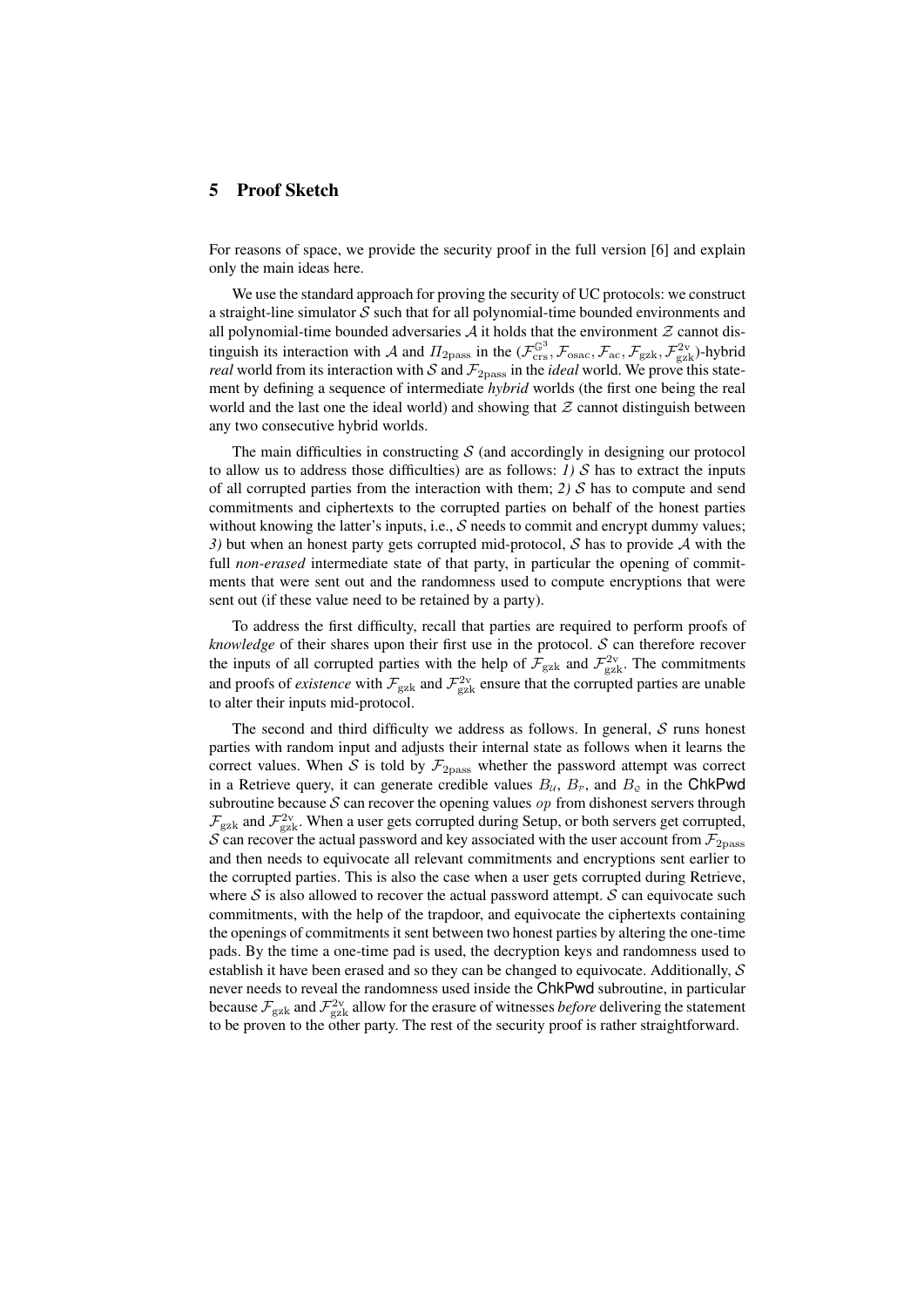## 5 Proof Sketch

For reasons of space, we provide the security proof in the full version [6] and explain only the main ideas here.

We use the standard approach for proving the security of UC protocols: we construct a straight-line simulator $\mathcal{S}$ such that for all polynomial-time bounded environments and all polynomial-time bounded adversaries $\mathcal{A}$ it holds that the environment $\mathcal{Z}$ cannot distinguish its interaction with $\mathcal{A}$ and $\Pi_{\mathrm{2pass}}$ in the $(\mathcal{F}_{\mathrm{crs}}^{\mathbb{G}^3}, \mathcal{F}_{\mathrm{osac}}, \mathcal{F}_{\mathrm{ac}}, \mathcal{F}_{\mathrm{gzk}}, \mathcal{F}_{\mathrm{gzk}}^{2\mathrm{v}})$-hybrid *real* world from its interaction with $\mathcal{S}$ and $\mathcal{F}_{\mathrm{2pass}}$ in the *ideal* world. We prove this statement by defining a sequence of intermediate *hybrid* worlds (the first one being the real world and the last one the ideal world) and showing that $\mathcal{Z}$ cannot distinguish between any two consecutive hybrid worlds.

The main difficulties in constructing $\mathcal{S}$ (and accordingly in designing our protocol to allow us to address those difficulties) are as follows: *1)* $\mathcal{S}$ has to extract the inputs of all corrupted parties from the interaction with them; *2)* $\mathcal{S}$ has to compute and send commitments and ciphertexts to the corrupted parties on behalf of the honest parties without knowing the latter's inputs, i.e., $\mathcal{S}$ needs to commit and encrypt dummy values; *3)* but when an honest party gets corrupted mid-protocol, $\mathcal{S}$ has to provide $\mathcal{A}$ with the full *non-erased* intermediate state of that party, in particular the opening of commitments that were sent out and the randomness used to compute encryptions that were sent out (if these value need to be retained by a party).

To address the first difficulty, recall that parties are required to perform proofs of *knowledge* of their shares upon their first use in the protocol. $\mathcal{S}$ can therefore recover the inputs of all corrupted parties with the help of $\mathcal{F}_{\mathrm{gzk}}$ and $\mathcal{F}_{\mathrm{gzk}}^{2\mathrm{v}}$. The commitments and proofs of *existence* with $\mathcal{F}_{\mathrm{gzk}}$ and $\mathcal{F}_{\mathrm{gzk}}^{2\mathrm{v}}$ ensure that the corrupted parties are unable to alter their inputs mid-protocol.

The second and third difficulty we address as follows. In general, $\mathcal{S}$ runs honest parties with random input and adjusts their internal state as follows when it learns the correct values. When $\mathcal{S}$ is told by $\mathcal{F}_{\mathrm{2pass}}$ whether the password attempt was correct in a Retrieve query, it can generate credible values $B_{\mathcal{U}}$, $B_{\mathcal{P}}$, and $B_{\mathcal{Q}}$ in the ChkPwd subroutine because $\mathcal{S}$ can recover the opening values $op$ from dishonest servers through $\mathcal{F}_{\mathrm{gzk}}$ and $\mathcal{F}_{\mathrm{gzk}}^{2\mathrm{v}}$. When a user gets corrupted during Setup, or both servers get corrupted, $\mathcal{S}$ can recover the actual password and key associated with the user account from $\mathcal{F}_{\mathrm{2pass}}$ and then needs to equivocate all relevant commitments and encryptions sent earlier to the corrupted parties. This is also the case when a user gets corrupted during Retrieve, where $\mathcal{S}$ is also allowed to recover the actual password attempt. $\mathcal{S}$ can equivocate such commitments, with the help of the trapdoor, and equivocate the ciphertexts containing the openings of commitments it sent between two honest parties by altering the one-time pads. By the time a one-time pad is used, the decryption keys and randomness used to establish it have been erased and so they can be changed to equivocate. Additionally, $\mathcal{S}$ never needs to reveal the randomness used inside the ChkPwd subroutine, in particular because $\mathcal{F}_{\mathrm{gzk}}$ and $\mathcal{F}_{\mathrm{gzk}}^{2\mathrm{v}}$ allow for the erasure of witnesses *before* delivering the statement to be proven to the other party. The rest of the security proof is rather straightforward.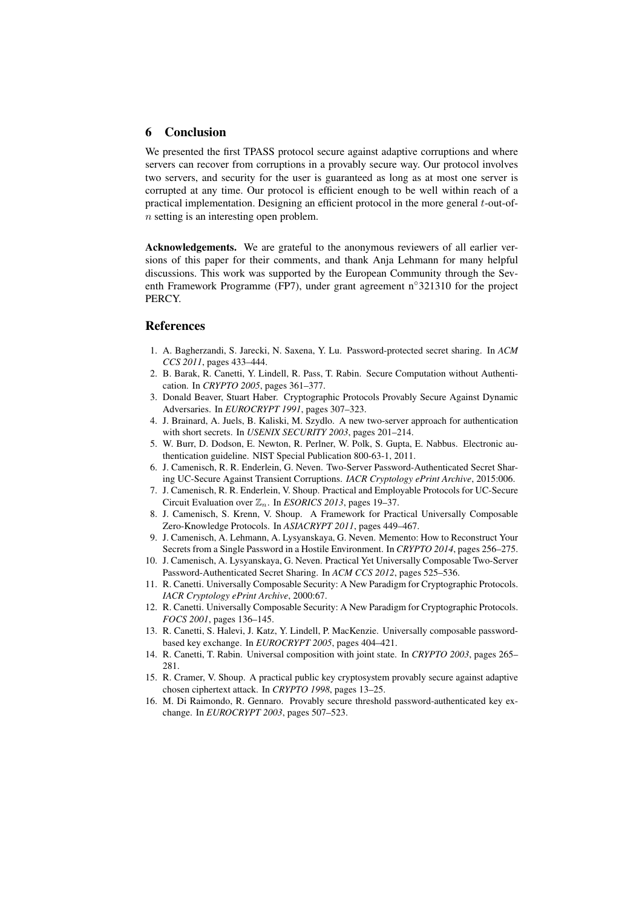## 6 Conclusion

We presented the first TPASS protocol secure against adaptive corruptions and where servers can recover from corruptions in a provably secure way. Our protocol involves two servers, and security for the user is guaranteed as long as at most one server is corrupted at any time. Our protocol is efficient enough to be well within reach of a practical implementation. Designing an efficient protocol in the more general $t$-out-of-$n$ setting is an interesting open problem.

**Acknowledgements.** We are grateful to the anonymous reviewers of all earlier versions of this paper for their comments, and thank Anja Lehmann for many helpful discussions. This work was supported by the European Community through the Seventh Framework Programme (FP7), under grant agreement n°321310 for the project PERCY.

## References

1. A. Bagherzandi, S. Jarecki, N. Saxena, Y. Lu. Password-protected secret sharing. In *ACM CCS 2011*, pages 433–444.
2. B. Barak, R. Canetti, Y. Lindell, R. Pass, T. Rabin. Secure Computation without Authentication. In *CRYPTO 2005*, pages 361–377.
3. Donald Beaver, Stuart Haber. Cryptographic Protocols Provably Secure Against Dynamic Adversaries. In *EUROCRYPT 1991*, pages 307–323.
4. J. Brainard, A. Juels, B. Kaliski, M. Szydlo. A new two-server approach for authentication with short secrets. In *USENIX SECURITY 2003*, pages 201–214.
5. W. Burr, D. Dodson, E. Newton, R. Perlner, W. Polk, S. Gupta, E. Nabbus. Electronic authentication guideline. NIST Special Publication 800-63-1, 2011.
6. J. Camenisch, R. R. Enderlein, G. Neven. Two-Server Password-Authenticated Secret Sharing UC-Secure Against Transient Corruptions. *IACR Cryptology ePrint Archive*, 2015:006.
7. J. Camenisch, R. R. Enderlein, V. Shoup. Practical and Employable Protocols for UC-Secure Circuit Evaluation over $\mathbb{Z}_n$. In *ESORICS 2013*, pages 19–37.
8. J. Camenisch, S. Krenn, V. Shoup. A Framework for Practical Universally Composable Zero-Knowledge Protocols. In *ASIACRYPT 2011*, pages 449–467.
9. J. Camenisch, A. Lehmann, A. Lysyanskaya, G. Neven. Memento: How to Reconstruct Your Secrets from a Single Password in a Hostile Environment. In *CRYPTO 2014*, pages 256–275.
10. J. Camenisch, A. Lysyanskaya, G. Neven. Practical Yet Universally Composable Two-Server Password-Authenticated Secret Sharing. In *ACM CCS 2012*, pages 525–536.
11. R. Canetti. Universally Composable Security: A New Paradigm for Cryptographic Protocols. *IACR Cryptology ePrint Archive*, 2000:67.
12. R. Canetti. Universally Composable Security: A New Paradigm for Cryptographic Protocols. *FOCS 2001*, pages 136–145.
13. R. Canetti, S. Halevi, J. Katz, Y. Lindell, P. MacKenzie. Universally composable password-based key exchange. In *EUROCRYPT 2005*, pages 404–421.
14. R. Canetti, T. Rabin. Universal composition with joint state. In *CRYPTO 2003*, pages 265–281.
15. R. Cramer, V. Shoup. A practical public key cryptosystem provably secure against adaptive chosen ciphertext attack. In *CRYPTO 1998*, pages 13–25.
16. M. Di Raimondo, R. Gennaro. Provably secure threshold password-authenticated key exchange. In *EUROCRYPT 2003*, pages 507–523.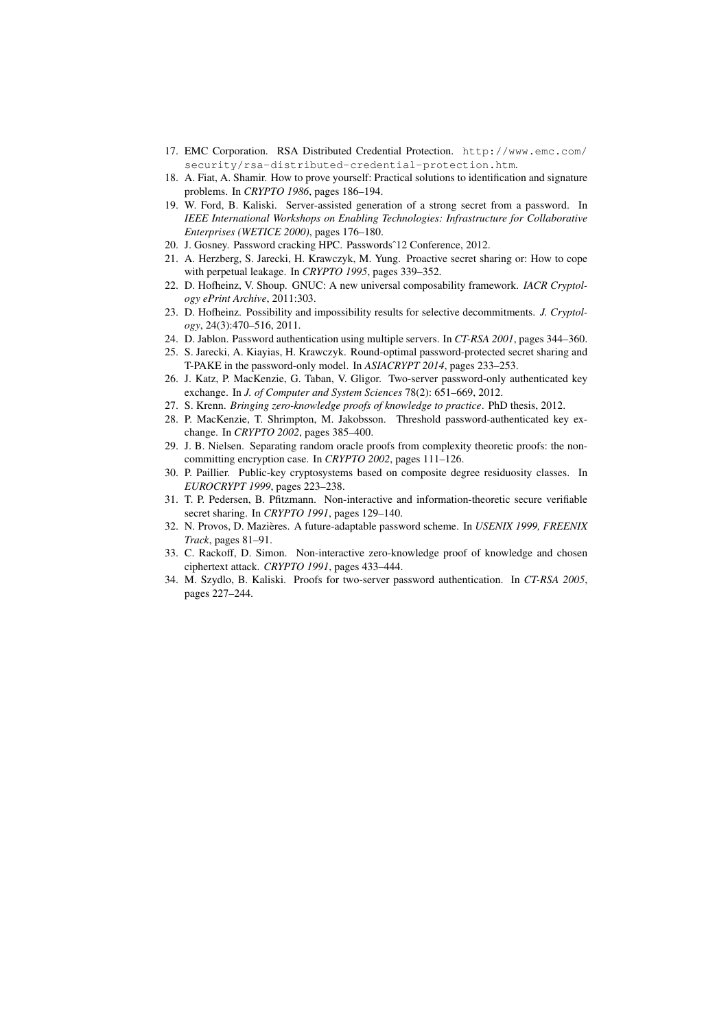17. EMC Corporation. RSA Distributed Credential Protection. http://www.emc.com/security/rsa-distributed-credential-protection.htm.
18. A. Fiat, A. Shamir. How to prove yourself: Practical solutions to identification and signature problems. In *CRYPTO 1986*, pages 186–194.
19. W. Ford, B. Kaliski. Server-assisted generation of a strong secret from a password. In *IEEE International Workshops on Enabling Technologies: Infrastructure for Collaborative Enterprises (WETICE 2000)*, pages 176–180.
20. J. Gosney. Password cracking HPC. Passwordsˆ12 Conference, 2012.
21. A. Herzberg, S. Jarecki, H. Krawczyk, M. Yung. Proactive secret sharing or: How to cope with perpetual leakage. In *CRYPTO 1995*, pages 339–352.
22. D. Hofheinz, V. Shoup. GNUC: A new universal composability framework. *IACR Cryptology ePrint Archive*, 2011:303.
23. D. Hofheinz. Possibility and impossibility results for selective decommitments. *J. Cryptology*, 24(3):470–516, 2011.
24. D. Jablon. Password authentication using multiple servers. In *CT-RSA 2001*, pages 344–360.
25. S. Jarecki, A. Kiayias, H. Krawczyk. Round-optimal password-protected secret sharing and T-PAKE in the password-only model. In *ASIACRYPT 2014*, pages 233–253.
26. J. Katz, P. MacKenzie, G. Taban, V. Gligor. Two-server password-only authenticated key exchange. In *J. of Computer and System Sciences* 78(2): 651–669, 2012.
27. S. Krenn. *Bringing zero-knowledge proofs of knowledge to practice*. PhD thesis, 2012.
28. P. MacKenzie, T. Shrimpton, M. Jakobsson. Threshold password-authenticated key exchange. In *CRYPTO 2002*, pages 385–400.
29. J. B. Nielsen. Separating random oracle proofs from complexity theoretic proofs: the non-committing encryption case. In *CRYPTO 2002*, pages 111–126.
30. P. Paillier. Public-key cryptosystems based on composite degree residuosity classes. In *EUROCRYPT 1999*, pages 223–238.
31. T. P. Pedersen, B. Pfitzmann. Non-interactive and information-theoretic secure verifiable secret sharing. In *CRYPTO 1991*, pages 129–140.
32. N. Provos, D. Mazières. A future-adaptable password scheme. In *USENIX 1999, FREENIX Track*, pages 81–91.
33. C. Rackoff, D. Simon. Non-interactive zero-knowledge proof of knowledge and chosen ciphertext attack. *CRYPTO 1991*, pages 433–444.
34. M. Szydlo, B. Kaliski. Proofs for two-server password authentication. In *CT-RSA 2005*, pages 227–244.